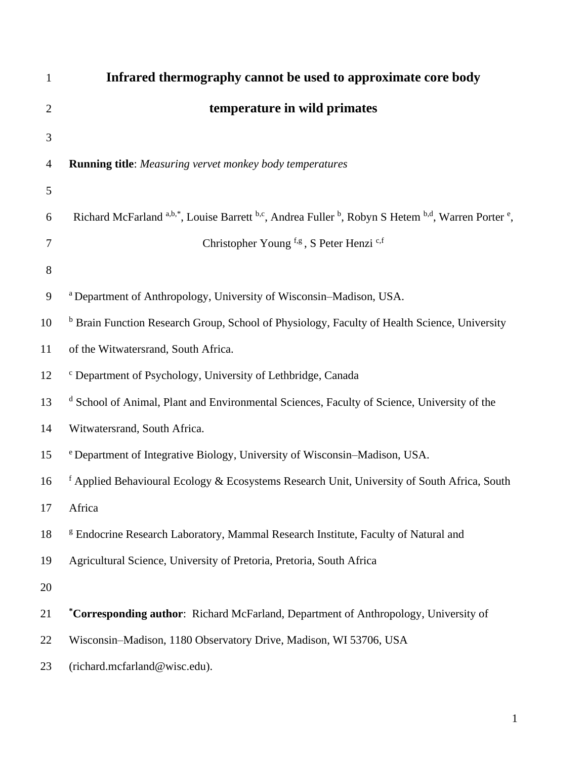# Infrared thermography cannot be used to approximate core body temperature in wild primates

**Running title**: *Measuring vervet monkey body temperatures*

Richard McFarland [a,b,*], Louise Barrett [b,c], Andrea Fuller [b], Robyn S Hetem [b,d], Warren Porter [e], Christopher Young [f,g], S Peter Henzi [c,f]

[a] Department of Anthropology, University of Wisconsin–Madison, USA.

[b] Brain Function Research Group, School of Physiology, Faculty of Health Science, University of the Witwatersrand, South Africa.

[c] Department of Psychology, University of Lethbridge, Canada

[d] School of Animal, Plant and Environmental Sciences, Faculty of Science, University of the Witwatersrand, South Africa.

[e] Department of Integrative Biology, University of Wisconsin–Madison, USA.

[f] Applied Behavioural Ecology & Ecosystems Research Unit, University of South Africa, South Africa

[g] Endocrine Research Laboratory, Mammal Research Institute, Faculty of Natural and Agricultural Science, University of Pretoria, Pretoria, South Africa

[*]**Corresponding author**: Richard McFarland, Department of Anthropology, University of Wisconsin–Madison, 1180 Observatory Drive, Madison, WI 53706, USA (richard.mcfarland@wisc.edu).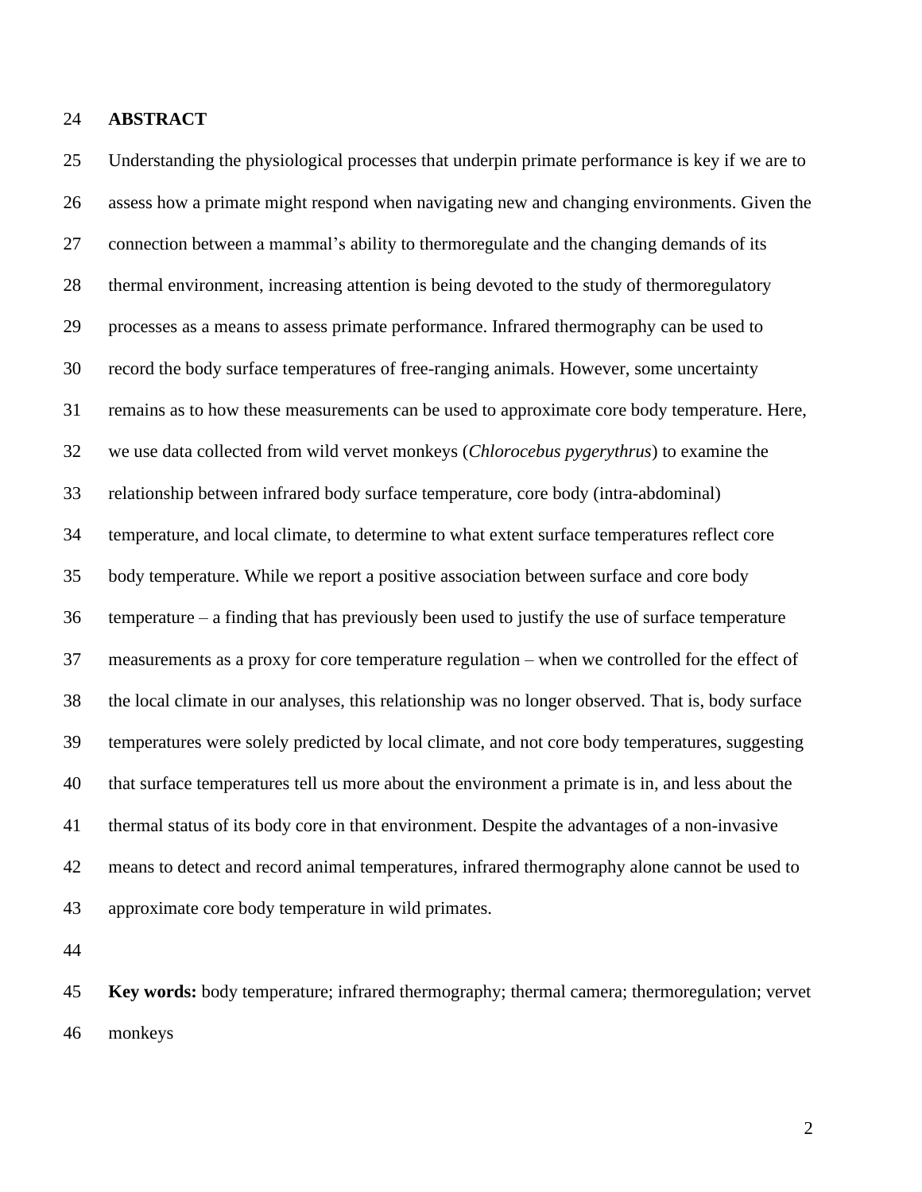## ABSTRACT

Understanding the physiological processes that underpin primate performance is key if we are to assess how a primate might respond when navigating new and changing environments. Given the connection between a mammal's ability to thermoregulate and the changing demands of its thermal environment, increasing attention is being devoted to the study of thermoregulatory processes as a means to assess primate performance. Infrared thermography can be used to record the body surface temperatures of free-ranging animals. However, some uncertainty remains as to how these measurements can be used to approximate core body temperature. Here, we use data collected from wild vervet monkeys (*Chlorocebus pygerythrus*) to examine the relationship between infrared body surface temperature, core body (intra-abdominal) temperature, and local climate, to determine to what extent surface temperatures reflect core body temperature. While we report a positive association between surface and core body temperature – a finding that has previously been used to justify the use of surface temperature measurements as a proxy for core temperature regulation – when we controlled for the effect of the local climate in our analyses, this relationship was no longer observed. That is, body surface temperatures were solely predicted by local climate, and not core body temperatures, suggesting that surface temperatures tell us more about the environment a primate is in, and less about the thermal status of its body core in that environment. Despite the advantages of a non-invasive means to detect and record animal temperatures, infrared thermography alone cannot be used to approximate core body temperature in wild primates.

**Key words:** body temperature; infrared thermography; thermal camera; thermoregulation; vervet monkeys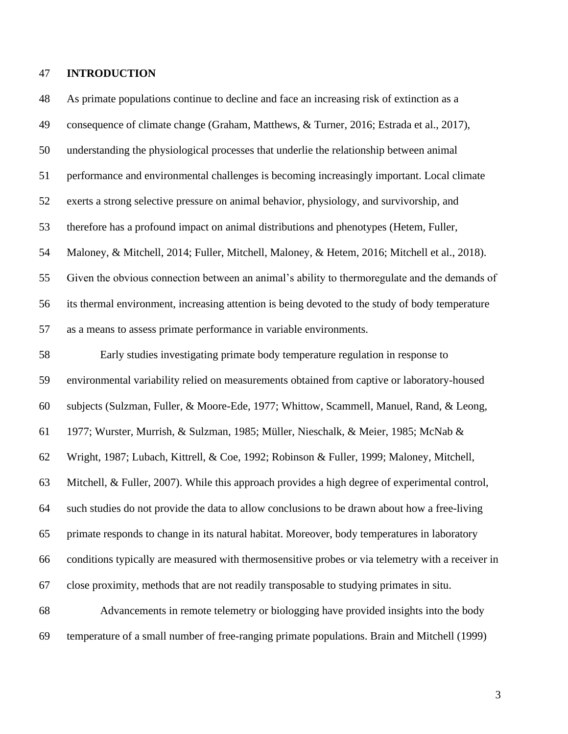## INTRODUCTION

As primate populations continue to decline and face an increasing risk of extinction as a consequence of climate change (Graham, Matthews, & Turner, 2016; Estrada et al., 2017), understanding the physiological processes that underlie the relationship between animal performance and environmental challenges is becoming increasingly important. Local climate exerts a strong selective pressure on animal behavior, physiology, and survivorship, and therefore has a profound impact on animal distributions and phenotypes (Hetem, Fuller, Maloney, & Mitchell, 2014; Fuller, Mitchell, Maloney, & Hetem, 2016; Mitchell et al., 2018). Given the obvious connection between an animal's ability to thermoregulate and the demands of its thermal environment, increasing attention is being devoted to the study of body temperature as a means to assess primate performance in variable environments.

Early studies investigating primate body temperature regulation in response to environmental variability relied on measurements obtained from captive or laboratory-housed subjects (Sulzman, Fuller, & Moore-Ede, 1977; Whittow, Scammell, Manuel, Rand, & Leong, 1977; Wurster, Murrish, & Sulzman, 1985; Müller, Nieschalk, & Meier, 1985; McNab & Wright, 1987; Lubach, Kittrell, & Coe, 1992; Robinson & Fuller, 1999; Maloney, Mitchell, Mitchell, & Fuller, 2007). While this approach provides a high degree of experimental control, such studies do not provide the data to allow conclusions to be drawn about how a free-living primate responds to change in its natural habitat. Moreover, body temperatures in laboratory conditions typically are measured with thermosensitive probes or via telemetry with a receiver in close proximity, methods that are not readily transposable to studying primates in situ.

Advancements in remote telemetry or biologging have provided insights into the body temperature of a small number of free-ranging primate populations. Brain and Mitchell (1999)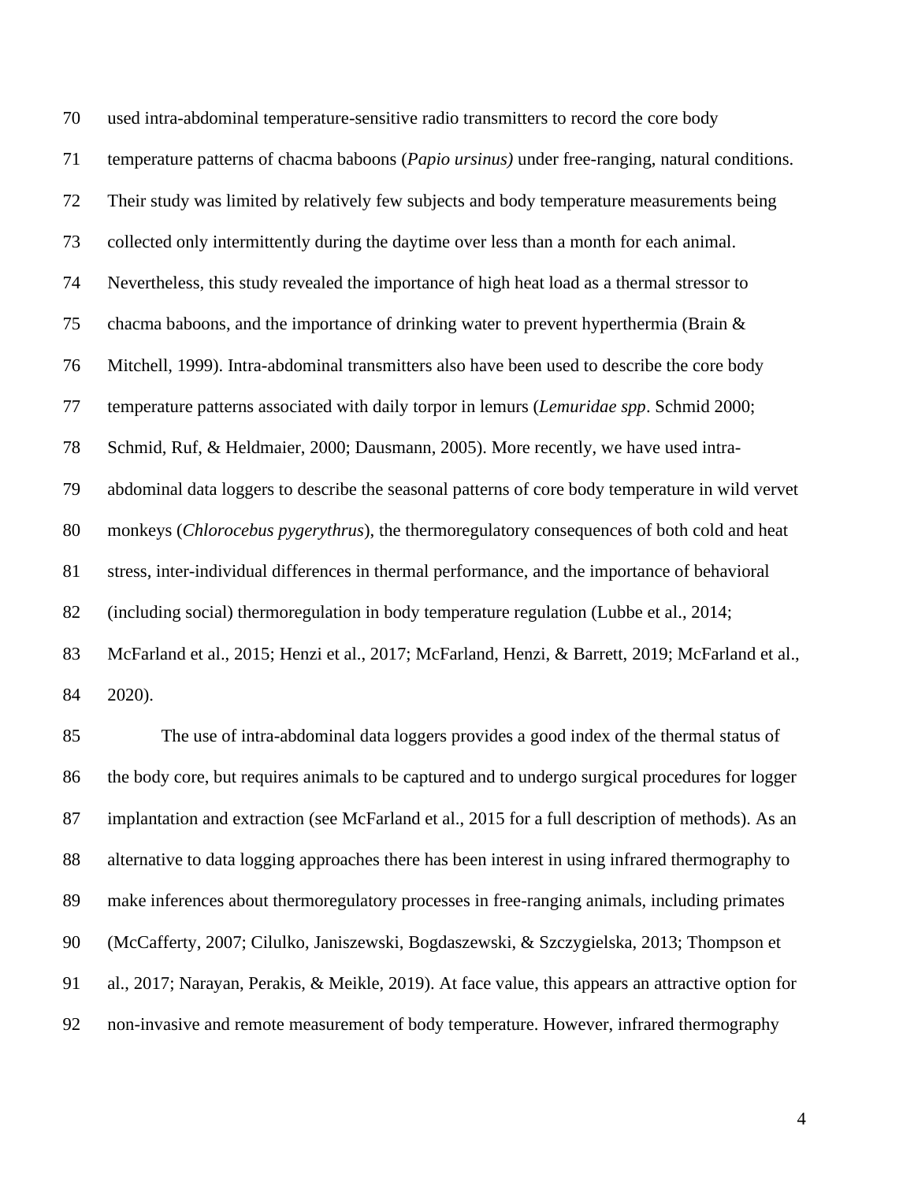used intra-abdominal temperature-sensitive radio transmitters to record the core body temperature patterns of chacma baboons (*Papio ursinus)* under free-ranging, natural conditions. Their study was limited by relatively few subjects and body temperature measurements being collected only intermittently during the daytime over less than a month for each animal. Nevertheless, this study revealed the importance of high heat load as a thermal stressor to chacma baboons, and the importance of drinking water to prevent hyperthermia (Brain & Mitchell, 1999). Intra-abdominal transmitters also have been used to describe the core body temperature patterns associated with daily torpor in lemurs (*Lemuridae spp*. Schmid 2000; Schmid, Ruf, & Heldmaier, 2000; Dausmann, 2005). More recently, we have used intra-abdominal data loggers to describe the seasonal patterns of core body temperature in wild vervet monkeys (*Chlorocebus pygerythrus*), the thermoregulatory consequences of both cold and heat stress, inter-individual differences in thermal performance, and the importance of behavioral (including social) thermoregulation in body temperature regulation (Lubbe et al., 2014; McFarland et al., 2015; Henzi et al., 2017; McFarland, Henzi, & Barrett, 2019; McFarland et al., 2020).

The use of intra-abdominal data loggers provides a good index of the thermal status of the body core, but requires animals to be captured and to undergo surgical procedures for logger implantation and extraction (see McFarland et al., 2015 for a full description of methods). As an alternative to data logging approaches there has been interest in using infrared thermography to make inferences about thermoregulatory processes in free-ranging animals, including primates (McCafferty, 2007; Cilulko, Janiszewski, Bogdaszewski, & Szczygielska, 2013; Thompson et al., 2017; Narayan, Perakis, & Meikle, 2019). At face value, this appears an attractive option for non-invasive and remote measurement of body temperature. However, infrared thermography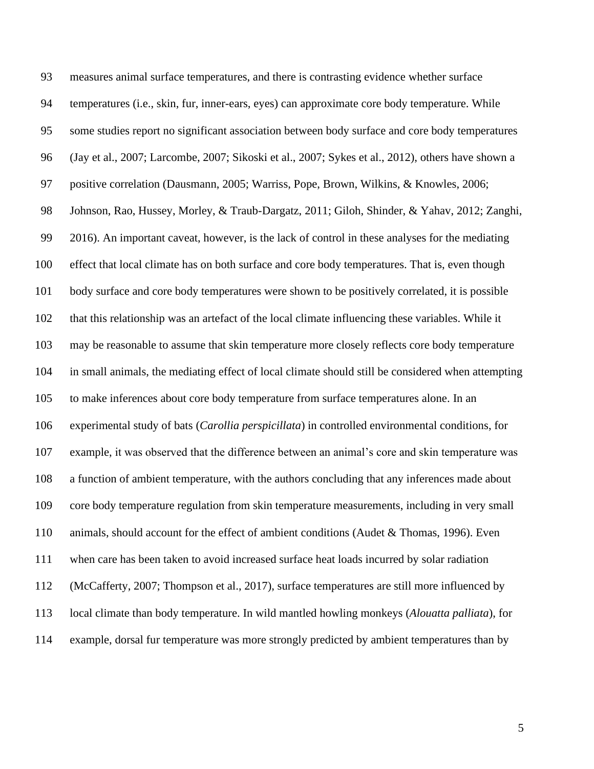measures animal surface temperatures, and there is contrasting evidence whether surface temperatures (i.e., skin, fur, inner-ears, eyes) can approximate core body temperature. While some studies report no significant association between body surface and core body temperatures (Jay et al., 2007; Larcombe, 2007; Sikoski et al., 2007; Sykes et al., 2012), others have shown a positive correlation (Dausmann, 2005; Warriss, Pope, Brown, Wilkins, & Knowles, 2006; Johnson, Rao, Hussey, Morley, & Traub-Dargatz, 2011; Giloh, Shinder, & Yahav, 2012; Zanghi, 2016). An important caveat, however, is the lack of control in these analyses for the mediating effect that local climate has on both surface and core body temperatures. That is, even though body surface and core body temperatures were shown to be positively correlated, it is possible that this relationship was an artefact of the local climate influencing these variables. While it may be reasonable to assume that skin temperature more closely reflects core body temperature in small animals, the mediating effect of local climate should still be considered when attempting to make inferences about core body temperature from surface temperatures alone. In an experimental study of bats (*Carollia perspicillata*) in controlled environmental conditions, for example, it was observed that the difference between an animal's core and skin temperature was a function of ambient temperature, with the authors concluding that any inferences made about core body temperature regulation from skin temperature measurements, including in very small animals, should account for the effect of ambient conditions (Audet & Thomas, 1996). Even when care has been taken to avoid increased surface heat loads incurred by solar radiation (McCafferty, 2007; Thompson et al., 2017), surface temperatures are still more influenced by local climate than body temperature. In wild mantled howling monkeys (*Alouatta palliata*), for example, dorsal fur temperature was more strongly predicted by ambient temperatures than by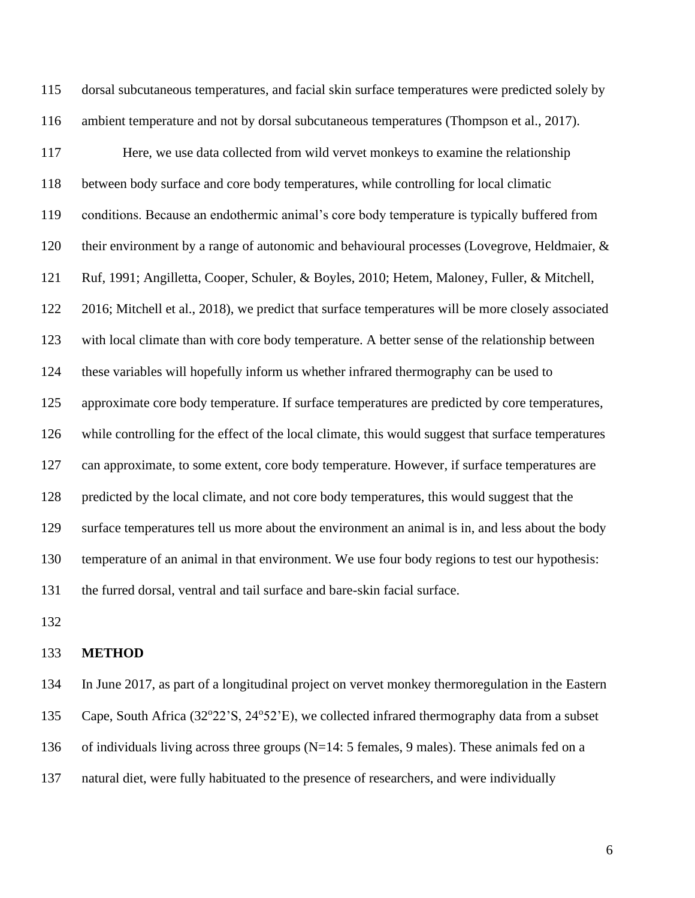dorsal subcutaneous temperatures, and facial skin surface temperatures were predicted solely by ambient temperature and not by dorsal subcutaneous temperatures (Thompson et al., 2017).

Here, we use data collected from wild vervet monkeys to examine the relationship between body surface and core body temperatures, while controlling for local climatic conditions. Because an endothermic animal's core body temperature is typically buffered from their environment by a range of autonomic and behavioural processes (Lovegrove, Heldmaier, & Ruf, 1991; Angilletta, Cooper, Schuler, & Boyles, 2010; Hetem, Maloney, Fuller, & Mitchell, 2016; Mitchell et al., 2018), we predict that surface temperatures will be more closely associated with local climate than with core body temperature. A better sense of the relationship between these variables will hopefully inform us whether infrared thermography can be used to approximate core body temperature. If surface temperatures are predicted by core temperatures, while controlling for the effect of the local climate, this would suggest that surface temperatures can approximate, to some extent, core body temperature. However, if surface temperatures are predicted by the local climate, and not core body temperatures, this would suggest that the surface temperatures tell us more about the environment an animal is in, and less about the body temperature of an animal in that environment. We use four body regions to test our hypothesis: the furred dorsal, ventral and tail surface and bare-skin facial surface.

## METHOD

In June 2017, as part of a longitudinal project on vervet monkey thermoregulation in the Eastern Cape, South Africa (32°22'S, 24°52'E), we collected infrared thermography data from a subset of individuals living across three groups (N=14: 5 females, 9 males). These animals fed on a natural diet, were fully habituated to the presence of researchers, and were individually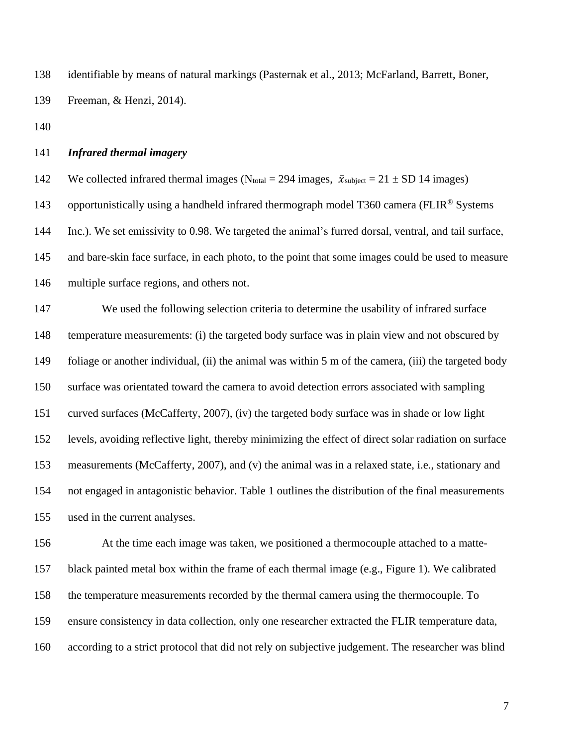identifiable by means of natural markings (Pasternak et al., 2013; McFarland, Barrett, Boner, Freeman, & Henzi, 2014).

### *Infrared thermal imagery*

We collected infrared thermal images ($N_{total}$ = 294 images, $\bar{x}_{subject}$ = 21 ± SD 14 images) opportunistically using a handheld infrared thermograph model T360 camera (FLIR® Systems Inc.). We set emissivity to 0.98. We targeted the animal's furred dorsal, ventral, and tail surface, and bare-skin face surface, in each photo, to the point that some images could be used to measure multiple surface regions, and others not.

We used the following selection criteria to determine the usability of infrared surface temperature measurements: (i) the targeted body surface was in plain view and not obscured by foliage or another individual, (ii) the animal was within 5 m of the camera, (iii) the targeted body surface was orientated toward the camera to avoid detection errors associated with sampling curved surfaces (McCafferty, 2007), (iv) the targeted body surface was in shade or low light levels, avoiding reflective light, thereby minimizing the effect of direct solar radiation on surface measurements (McCafferty, 2007), and (v) the animal was in a relaxed state, i.e., stationary and not engaged in antagonistic behavior. Table 1 outlines the distribution of the final measurements used in the current analyses.

At the time each image was taken, we positioned a thermocouple attached to a matte-black painted metal box within the frame of each thermal image (e.g., Figure 1). We calibrated the temperature measurements recorded by the thermal camera using the thermocouple. To ensure consistency in data collection, only one researcher extracted the FLIR temperature data, according to a strict protocol that did not rely on subjective judgement. The researcher was blind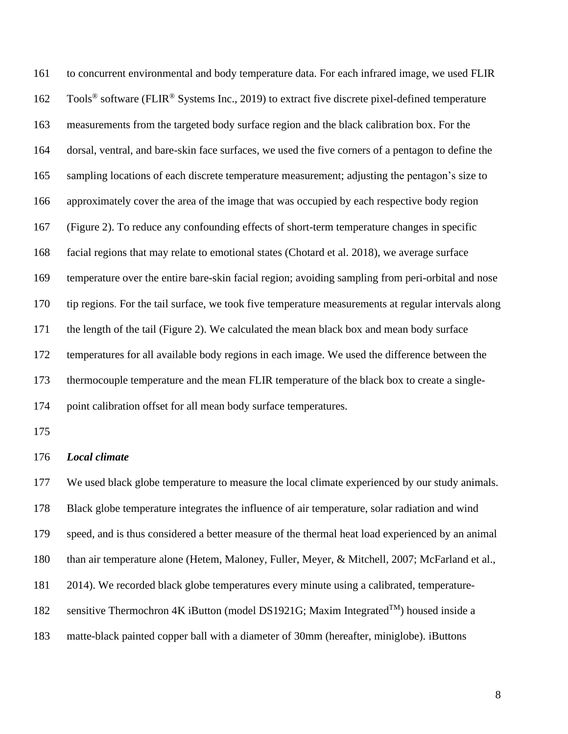to concurrent environmental and body temperature data. For each infrared image, we used FLIR Tools® software (FLIR® Systems Inc., 2019) to extract five discrete pixel-defined temperature measurements from the targeted body surface region and the black calibration box. For the dorsal, ventral, and bare-skin face surfaces, we used the five corners of a pentagon to define the sampling locations of each discrete temperature measurement; adjusting the pentagon's size to approximately cover the area of the image that was occupied by each respective body region (Figure 2). To reduce any confounding effects of short-term temperature changes in specific facial regions that may relate to emotional states (Chotard et al. 2018), we average surface temperature over the entire bare-skin facial region; avoiding sampling from peri-orbital and nose tip regions. For the tail surface, we took five temperature measurements at regular intervals along the length of the tail (Figure 2). We calculated the mean black box and mean body surface temperatures for all available body regions in each image. We used the difference between the thermocouple temperature and the mean FLIR temperature of the black box to create a single-point calibration offset for all mean body surface temperatures.

***Local climate***

We used black globe temperature to measure the local climate experienced by our study animals. Black globe temperature integrates the influence of air temperature, solar radiation and wind speed, and is thus considered a better measure of the thermal heat load experienced by an animal than air temperature alone (Hetem, Maloney, Fuller, Meyer, & Mitchell, 2007; McFarland et al., 2014). We recorded black globe temperatures every minute using a calibrated, temperature-sensitive Thermochron 4K iButton (model DS1921G; Maxim Integrated™) housed inside a matte-black painted copper ball with a diameter of 30mm (hereafter, miniglobe). iButtons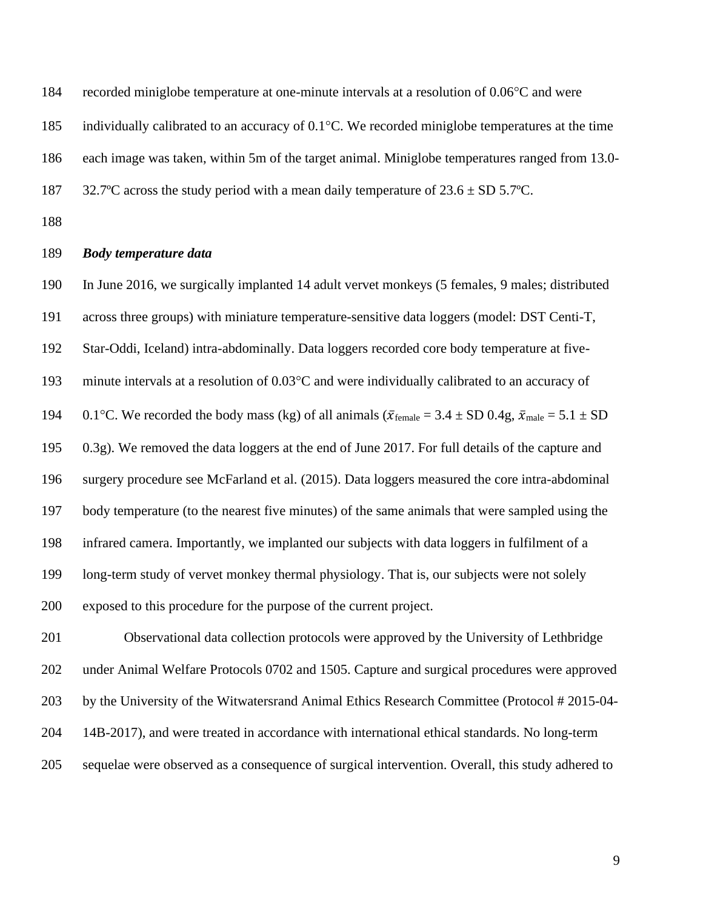recorded miniglobe temperature at one-minute intervals at a resolution of 0.06°C and were individually calibrated to an accuracy of 0.1°C. We recorded miniglobe temperatures at the time each image was taken, within 5m of the target animal. Miniglobe temperatures ranged from 13.0-32.7ºC across the study period with a mean daily temperature of 23.6 ± SD 5.7ºC.

### *Body temperature data*

In June 2016, we surgically implanted 14 adult vervet monkeys (5 females, 9 males; distributed across three groups) with miniature temperature-sensitive data loggers (model: DST Centi-T, Star-Oddi, Iceland) intra-abdominally. Data loggers recorded core body temperature at five-minute intervals at a resolution of 0.03°C and were individually calibrated to an accuracy of 0.1°C. We recorded the body mass (kg) of all animals ($\bar{x}_{\text{female}}$ = 3.4 ± SD 0.4g, $\bar{x}_{\text{male}}$ = 5.1 ± SD 0.3g). We removed the data loggers at the end of June 2017. For full details of the capture and surgery procedure see McFarland et al. (2015). Data loggers measured the core intra-abdominal body temperature (to the nearest five minutes) of the same animals that were sampled using the infrared camera. Importantly, we implanted our subjects with data loggers in fulfilment of a long-term study of vervet monkey thermal physiology. That is, our subjects were not solely exposed to this procedure for the purpose of the current project.

Observational data collection protocols were approved by the University of Lethbridge under Animal Welfare Protocols 0702 and 1505. Capture and surgical procedures were approved by the University of the Witwatersrand Animal Ethics Research Committee (Protocol # 2015-04-14B-2017), and were treated in accordance with international ethical standards. No long-term sequelae were observed as a consequence of surgical intervention. Overall, this study adhered to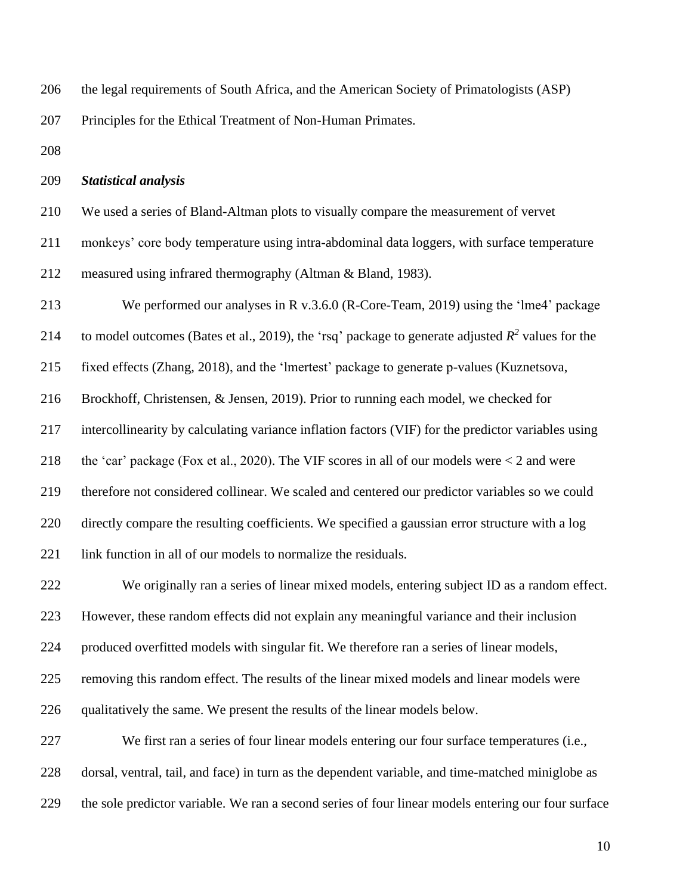the legal requirements of South Africa, and the American Society of Primatologists (ASP) Principles for the Ethical Treatment of Non-Human Primates.

***Statistical analysis***

We used a series of Bland-Altman plots to visually compare the measurement of vervet monkeys' core body temperature using intra-abdominal data loggers, with surface temperature measured using infrared thermography (Altman & Bland, 1983).

We performed our analyses in R v.3.6.0 (R-Core-Team, 2019) using the 'lme4' package to model outcomes (Bates et al., 2019), the 'rsq' package to generate adjusted $R^2$ values for the fixed effects (Zhang, 2018), and the 'lmertest' package to generate p-values (Kuznetsova, Brockhoff, Christensen, & Jensen, 2019). Prior to running each model, we checked for intercollinearity by calculating variance inflation factors (VIF) for the predictor variables using the 'car' package (Fox et al., 2020). The VIF scores in all of our models were < 2 and were therefore not considered collinear. We scaled and centered our predictor variables so we could directly compare the resulting coefficients. We specified a gaussian error structure with a log link function in all of our models to normalize the residuals.

We originally ran a series of linear mixed models, entering subject ID as a random effect. However, these random effects did not explain any meaningful variance and their inclusion produced overfitted models with singular fit. We therefore ran a series of linear models, removing this random effect. The results of the linear mixed models and linear models were qualitatively the same. We present the results of the linear models below.

We first ran a series of four linear models entering our four surface temperatures (i.e., dorsal, ventral, tail, and face) in turn as the dependent variable, and time-matched miniglobe as the sole predictor variable. We ran a second series of four linear models entering our four surface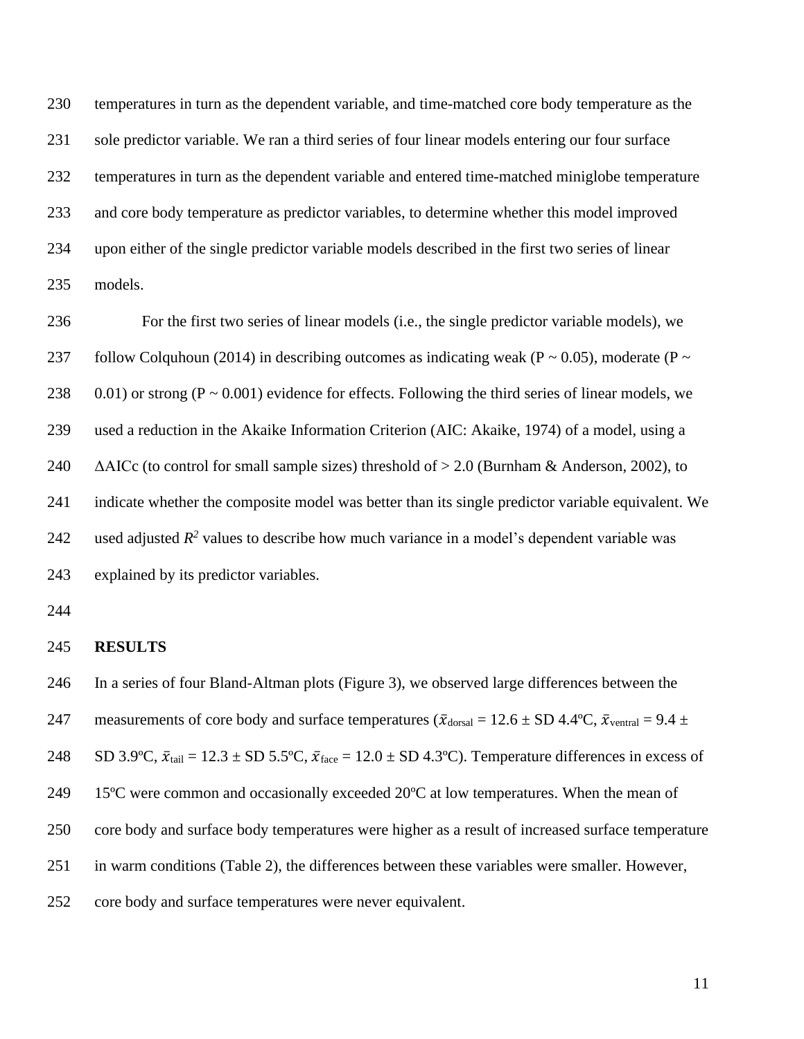temperatures in turn as the dependent variable, and time-matched core body temperature as the sole predictor variable. We ran a third series of four linear models entering our four surface temperatures in turn as the dependent variable and entered time-matched miniglobe temperature and core body temperature as predictor variables, to determine whether this model improved upon either of the single predictor variable models described in the first two series of linear models.

For the first two series of linear models (i.e., the single predictor variable models), we follow Colquhoun (2014) in describing outcomes as indicating weak ($P \sim 0.05$), moderate ($P \sim 0.01$) or strong ($P \sim 0.001$) evidence for effects. Following the third series of linear models, we used a reduction in the Akaike Information Criterion (AIC: Akaike, 1974) of a model, using a ΔAICc (to control for small sample sizes) threshold of > 2.0 (Burnham & Anderson, 2002), to indicate whether the composite model was better than its single predictor variable equivalent. We used adjusted $R^2$ values to describe how much variance in a model's dependent variable was explained by its predictor variables.

## RESULTS

In a series of four Bland-Altman plots (Figure 3), we observed large differences between the measurements of core body and surface temperatures ($\bar{x}_{\text{dorsal}} = 12.6 \pm$ SD 4.4ºC, $\bar{x}_{\text{ventral}} = 9.4 \pm$ SD 3.9ºC, $\bar{x}_{\text{tail}} = 12.3 \pm$ SD 5.5ºC, $\bar{x}_{\text{face}} = 12.0 \pm$ SD 4.3ºC). Temperature differences in excess of 15ºC were common and occasionally exceeded 20ºC at low temperatures. When the mean of core body and surface body temperatures were higher as a result of increased surface temperature in warm conditions (Table 2), the differences between these variables were smaller. However, core body and surface temperatures were never equivalent.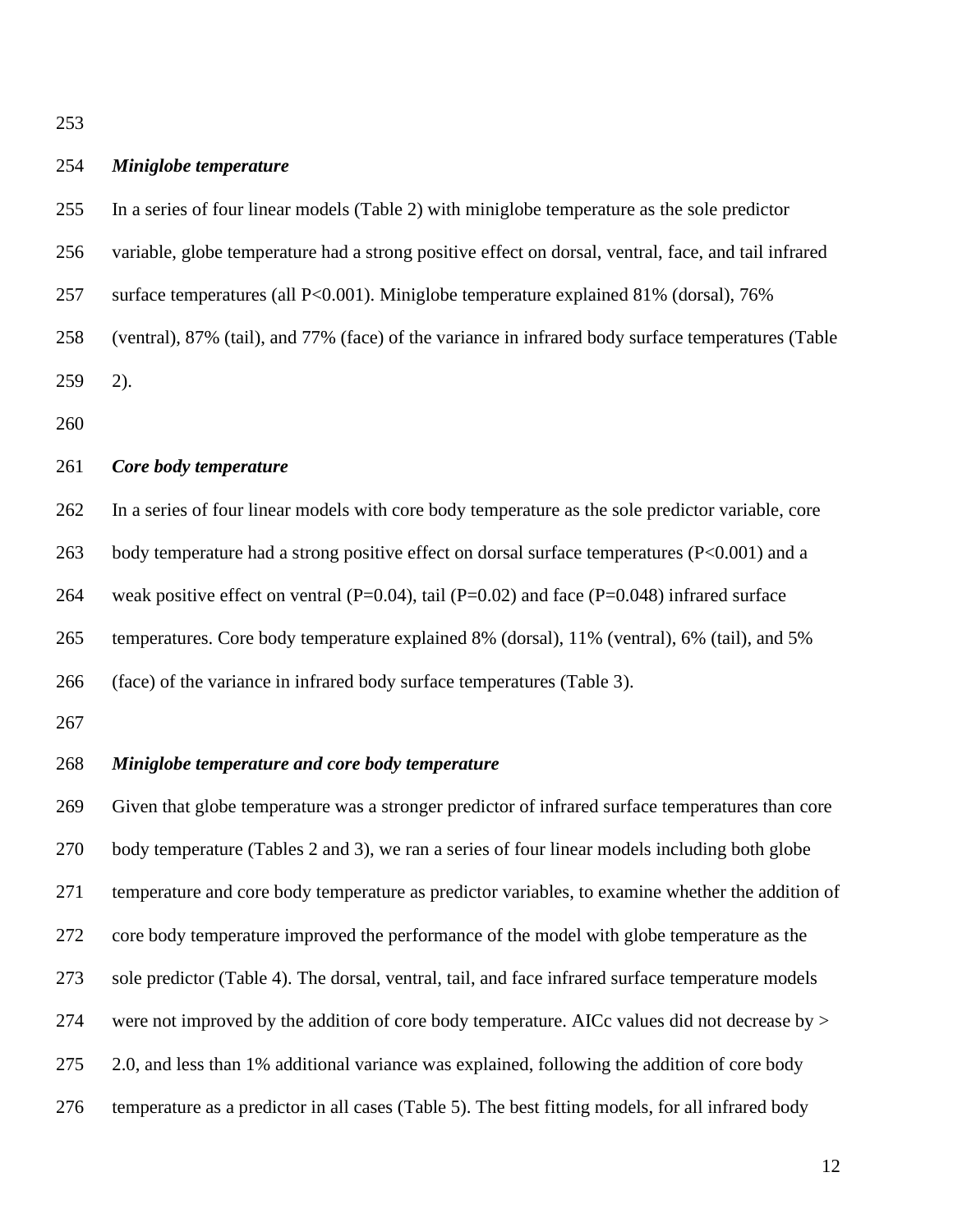### *Miniglobe temperature*

In a series of four linear models (Table 2) with miniglobe temperature as the sole predictor variable, globe temperature had a strong positive effect on dorsal, ventral, face, and tail infrared surface temperatures (all $P<0.001$). Miniglobe temperature explained 81% (dorsal), 76% (ventral), 87% (tail), and 77% (face) of the variance in infrared body surface temperatures (Table 2).

### *Core body temperature*

In a series of four linear models with core body temperature as the sole predictor variable, core body temperature had a strong positive effect on dorsal surface temperatures ($P<0.001$) and a weak positive effect on ventral ($P=0.04$), tail ($P=0.02$) and face ($P=0.048$) infrared surface temperatures. Core body temperature explained 8% (dorsal), 11% (ventral), 6% (tail), and 5% (face) of the variance in infrared body surface temperatures (Table 3).

### *Miniglobe temperature and core body temperature*

Given that globe temperature was a stronger predictor of infrared surface temperatures than core body temperature (Tables 2 and 3), we ran a series of four linear models including both globe temperature and core body temperature as predictor variables, to examine whether the addition of core body temperature improved the performance of the model with globe temperature as the sole predictor (Table 4). The dorsal, ventral, tail, and face infrared surface temperature models were not improved by the addition of core body temperature. AICc values did not decrease by > 2.0, and less than 1% additional variance was explained, following the addition of core body temperature as a predictor in all cases (Table 5). The best fitting models, for all infrared body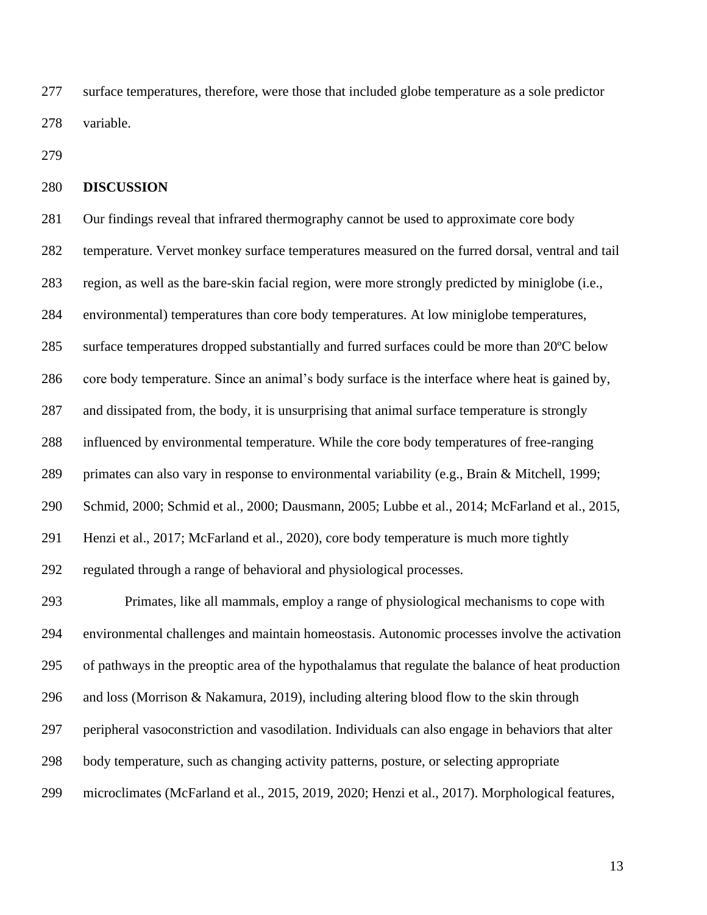surface temperatures, therefore, were those that included globe temperature as a sole predictor variable.

## DISCUSSION

Our findings reveal that infrared thermography cannot be used to approximate core body temperature. Vervet monkey surface temperatures measured on the furred dorsal, ventral and tail region, as well as the bare-skin facial region, were more strongly predicted by miniglobe (i.e., environmental) temperatures than core body temperatures. At low miniglobe temperatures, surface temperatures dropped substantially and furred surfaces could be more than 20ºC below core body temperature. Since an animal's body surface is the interface where heat is gained by, and dissipated from, the body, it is unsurprising that animal surface temperature is strongly influenced by environmental temperature. While the core body temperatures of free-ranging primates can also vary in response to environmental variability (e.g., Brain & Mitchell, 1999; Schmid, 2000; Schmid et al., 2000; Dausmann, 2005; Lubbe et al., 2014; McFarland et al., 2015, Henzi et al., 2017; McFarland et al., 2020), core body temperature is much more tightly regulated through a range of behavioral and physiological processes.

Primates, like all mammals, employ a range of physiological mechanisms to cope with environmental challenges and maintain homeostasis. Autonomic processes involve the activation of pathways in the preoptic area of the hypothalamus that regulate the balance of heat production and loss (Morrison & Nakamura, 2019), including altering blood flow to the skin through peripheral vasoconstriction and vasodilation. Individuals can also engage in behaviors that alter body temperature, such as changing activity patterns, posture, or selecting appropriate microclimates (McFarland et al., 2015, 2019, 2020; Henzi et al., 2017). Morphological features,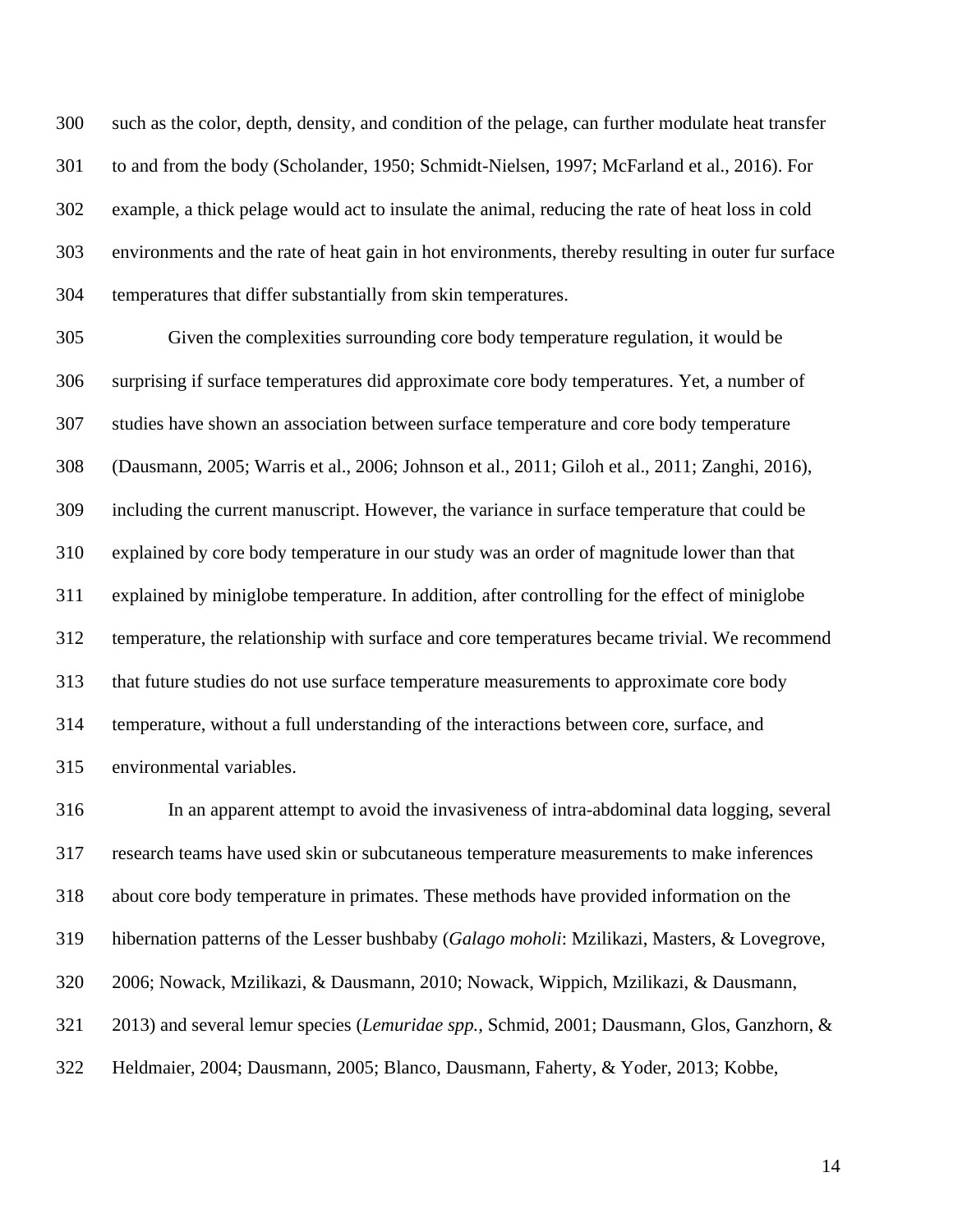such as the color, depth, density, and condition of the pelage, can further modulate heat transfer to and from the body (Scholander, 1950; Schmidt-Nielsen, 1997; McFarland et al., 2016). For example, a thick pelage would act to insulate the animal, reducing the rate of heat loss in cold environments and the rate of heat gain in hot environments, thereby resulting in outer fur surface temperatures that differ substantially from skin temperatures.

Given the complexities surrounding core body temperature regulation, it would be surprising if surface temperatures did approximate core body temperatures. Yet, a number of studies have shown an association between surface temperature and core body temperature (Dausmann, 2005; Warris et al., 2006; Johnson et al., 2011; Giloh et al., 2011; Zanghi, 2016), including the current manuscript. However, the variance in surface temperature that could be explained by core body temperature in our study was an order of magnitude lower than that explained by miniglobe temperature. In addition, after controlling for the effect of miniglobe temperature, the relationship with surface and core temperatures became trivial. We recommend that future studies do not use surface temperature measurements to approximate core body temperature, without a full understanding of the interactions between core, surface, and environmental variables.

In an apparent attempt to avoid the invasiveness of intra-abdominal data logging, several research teams have used skin or subcutaneous temperature measurements to make inferences about core body temperature in primates. These methods have provided information on the hibernation patterns of the Lesser bushbaby (*Galago moholi*: Mzilikazi, Masters, & Lovegrove, 2006; Nowack, Mzilikazi, & Dausmann, 2010; Nowack, Wippich, Mzilikazi, & Dausmann, 2013) and several lemur species (*Lemuridae spp.*, Schmid, 2001; Dausmann, Glos, Ganzhorn, & Heldmaier, 2004; Dausmann, 2005; Blanco, Dausmann, Faherty, & Yoder, 2013; Kobbe,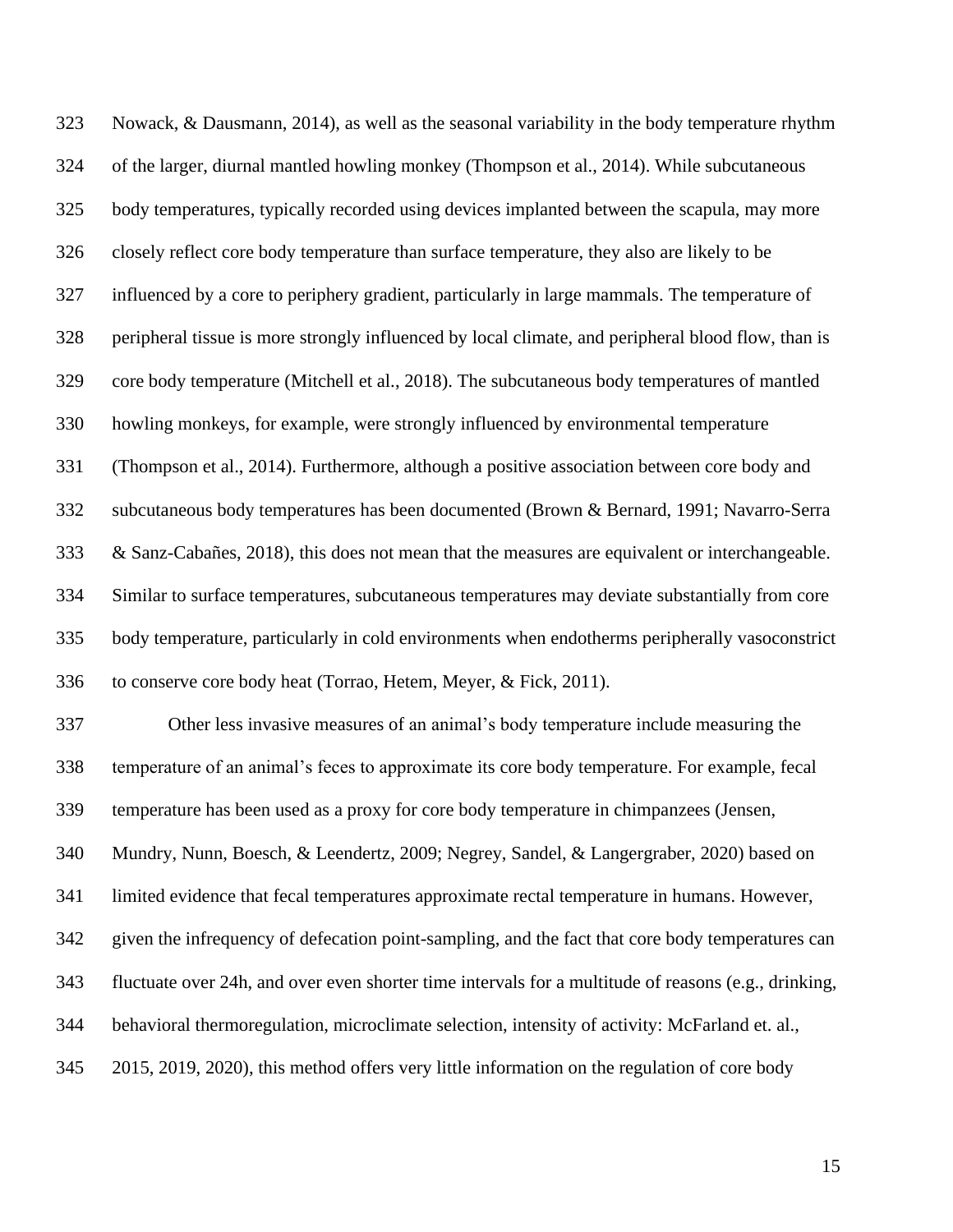Nowack, & Dausmann, 2014), as well as the seasonal variability in the body temperature rhythm of the larger, diurnal mantled howling monkey (Thompson et al., 2014). While subcutaneous body temperatures, typically recorded using devices implanted between the scapula, may more closely reflect core body temperature than surface temperature, they also are likely to be influenced by a core to periphery gradient, particularly in large mammals. The temperature of peripheral tissue is more strongly influenced by local climate, and peripheral blood flow, than is core body temperature (Mitchell et al., 2018). The subcutaneous body temperatures of mantled howling monkeys, for example, were strongly influenced by environmental temperature (Thompson et al., 2014). Furthermore, although a positive association between core body and subcutaneous body temperatures has been documented (Brown & Bernard, 1991; Navarro-Serra & Sanz-Cabañes, 2018), this does not mean that the measures are equivalent or interchangeable. Similar to surface temperatures, subcutaneous temperatures may deviate substantially from core body temperature, particularly in cold environments when endotherms peripherally vasoconstrict to conserve core body heat (Torrao, Hetem, Meyer, & Fick, 2011).

Other less invasive measures of an animal's body temperature include measuring the temperature of an animal's feces to approximate its core body temperature. For example, fecal temperature has been used as a proxy for core body temperature in chimpanzees (Jensen, Mundry, Nunn, Boesch, & Leendertz, 2009; Negrey, Sandel, & Langergraber, 2020) based on limited evidence that fecal temperatures approximate rectal temperature in humans. However, given the infrequency of defecation point-sampling, and the fact that core body temperatures can fluctuate over 24h, and over even shorter time intervals for a multitude of reasons (e.g., drinking, behavioral thermoregulation, microclimate selection, intensity of activity: McFarland et. al., 2015, 2019, 2020), this method offers very little information on the regulation of core body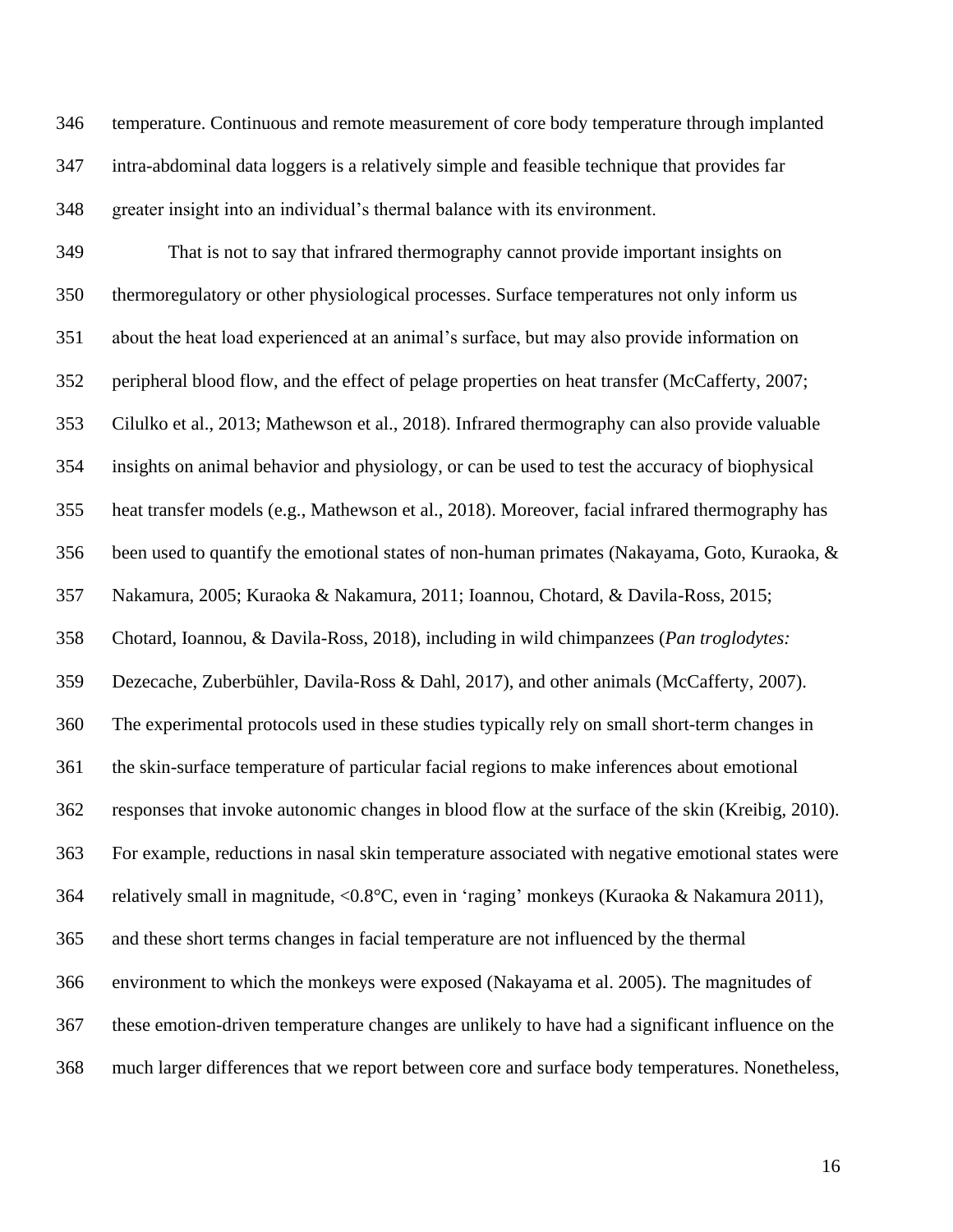temperature. Continuous and remote measurement of core body temperature through implanted intra-abdominal data loggers is a relatively simple and feasible technique that provides far greater insight into an individual's thermal balance with its environment.

That is not to say that infrared thermography cannot provide important insights on thermoregulatory or other physiological processes. Surface temperatures not only inform us about the heat load experienced at an animal's surface, but may also provide information on peripheral blood flow, and the effect of pelage properties on heat transfer (McCafferty, 2007; Cilulko et al., 2013; Mathewson et al., 2018). Infrared thermography can also provide valuable insights on animal behavior and physiology, or can be used to test the accuracy of biophysical heat transfer models (e.g., Mathewson et al., 2018). Moreover, facial infrared thermography has been used to quantify the emotional states of non-human primates (Nakayama, Goto, Kuraoka, & Nakamura, 2005; Kuraoka & Nakamura, 2011; Ioannou, Chotard, & Davila-Ross, 2015; Chotard, Ioannou, & Davila-Ross, 2018), including in wild chimpanzees (*Pan troglodytes:* Dezecache, Zuberbühler, Davila-Ross & Dahl, 2017), and other animals (McCafferty, 2007). The experimental protocols used in these studies typically rely on small short-term changes in the skin-surface temperature of particular facial regions to make inferences about emotional responses that invoke autonomic changes in blood flow at the surface of the skin (Kreibig, 2010). For example, reductions in nasal skin temperature associated with negative emotional states were relatively small in magnitude, <0.8°C, even in 'raging' monkeys (Kuraoka & Nakamura 2011), and these short terms changes in facial temperature are not influenced by the thermal environment to which the monkeys were exposed (Nakayama et al. 2005). The magnitudes of these emotion-driven temperature changes are unlikely to have had a significant influence on the much larger differences that we report between core and surface body temperatures. Nonetheless,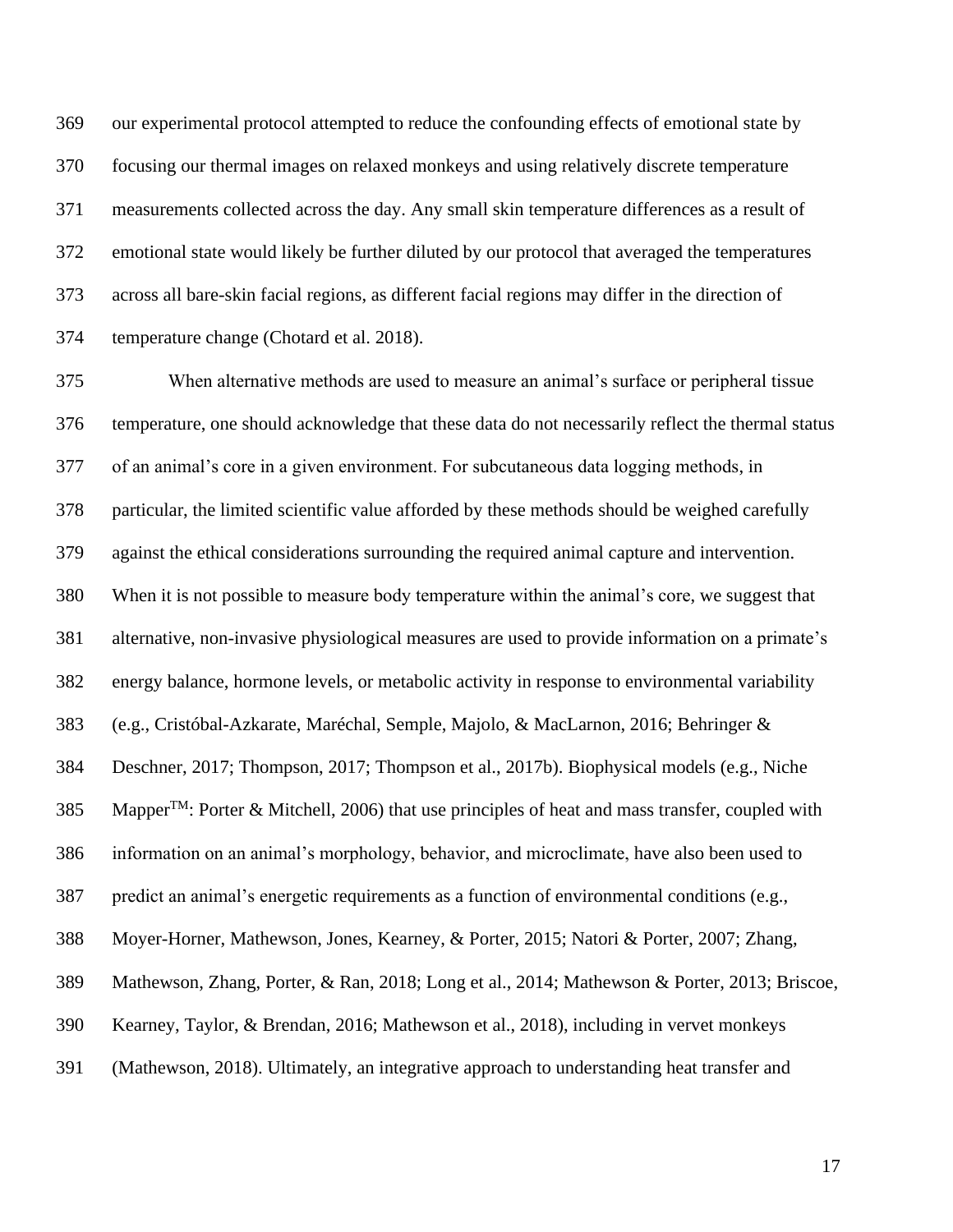our experimental protocol attempted to reduce the confounding effects of emotional state by focusing our thermal images on relaxed monkeys and using relatively discrete temperature measurements collected across the day. Any small skin temperature differences as a result of emotional state would likely be further diluted by our protocol that averaged the temperatures across all bare-skin facial regions, as different facial regions may differ in the direction of temperature change (Chotard et al. 2018).

When alternative methods are used to measure an animal's surface or peripheral tissue temperature, one should acknowledge that these data do not necessarily reflect the thermal status of an animal's core in a given environment. For subcutaneous data logging methods, in particular, the limited scientific value afforded by these methods should be weighed carefully against the ethical considerations surrounding the required animal capture and intervention. When it is not possible to measure body temperature within the animal's core, we suggest that alternative, non-invasive physiological measures are used to provide information on a primate's energy balance, hormone levels, or metabolic activity in response to environmental variability (e.g., Cristóbal-Azkarate, Maréchal, Semple, Majolo, & MacLarnon, 2016; Behringer & Deschner, 2017; Thompson, 2017; Thompson et al., 2017b). Biophysical models (e.g., Niche Mapper™: Porter & Mitchell, 2006) that use principles of heat and mass transfer, coupled with information on an animal's morphology, behavior, and microclimate, have also been used to predict an animal's energetic requirements as a function of environmental conditions (e.g., Moyer-Horner, Mathewson, Jones, Kearney, & Porter, 2015; Natori & Porter, 2007; Zhang, Mathewson, Zhang, Porter, & Ran, 2018; Long et al., 2014; Mathewson & Porter, 2013; Briscoe, Kearney, Taylor, & Brendan, 2016; Mathewson et al., 2018), including in vervet monkeys (Mathewson, 2018). Ultimately, an integrative approach to understanding heat transfer and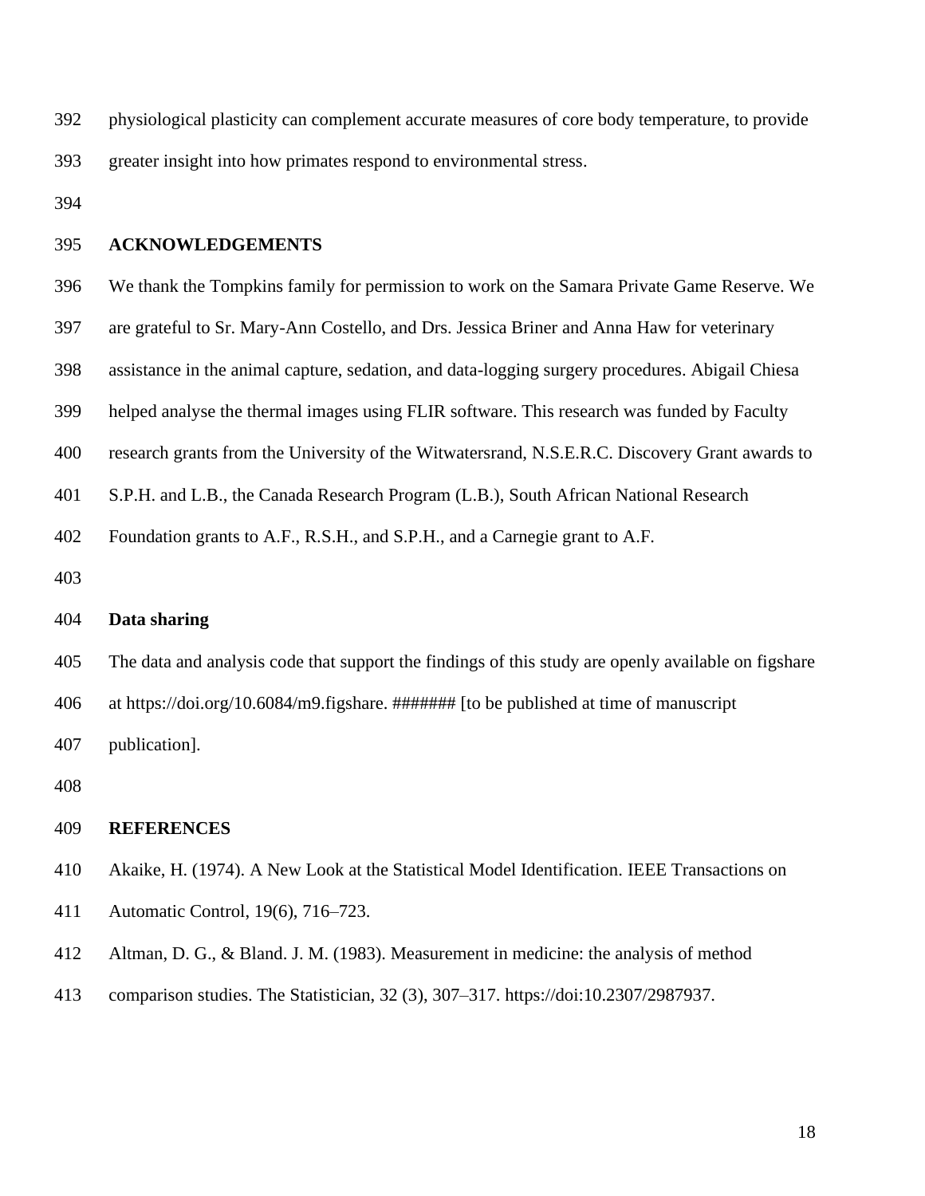physiological plasticity can complement accurate measures of core body temperature, to provide greater insight into how primates respond to environmental stress.

## ACKNOWLEDGEMENTS

We thank the Tompkins family for permission to work on the Samara Private Game Reserve. We are grateful to Sr. Mary-Ann Costello, and Drs. Jessica Briner and Anna Haw for veterinary assistance in the animal capture, sedation, and data-logging surgery procedures. Abigail Chiesa helped analyse the thermal images using FLIR software. This research was funded by Faculty research grants from the University of the Witwatersrand, N.S.E.R.C. Discovery Grant awards to S.P.H. and L.B., the Canada Research Program (L.B.), South African National Research Foundation grants to A.F., R.S.H., and S.P.H., and a Carnegie grant to A.F.

## Data sharing

The data and analysis code that support the findings of this study are openly available on figshare at https://doi.org/10.6084/m9.figshare. ####### [to be published at time of manuscript publication].

## REFERENCES

Akaike, H. (1974). A New Look at the Statistical Model Identification. IEEE Transactions on Automatic Control, 19(6), 716–723.

Altman, D. G., & Bland. J. M. (1983). Measurement in medicine: the analysis of method comparison studies. The Statistician, 32 (3), 307–317. https://doi:10.2307/2987937.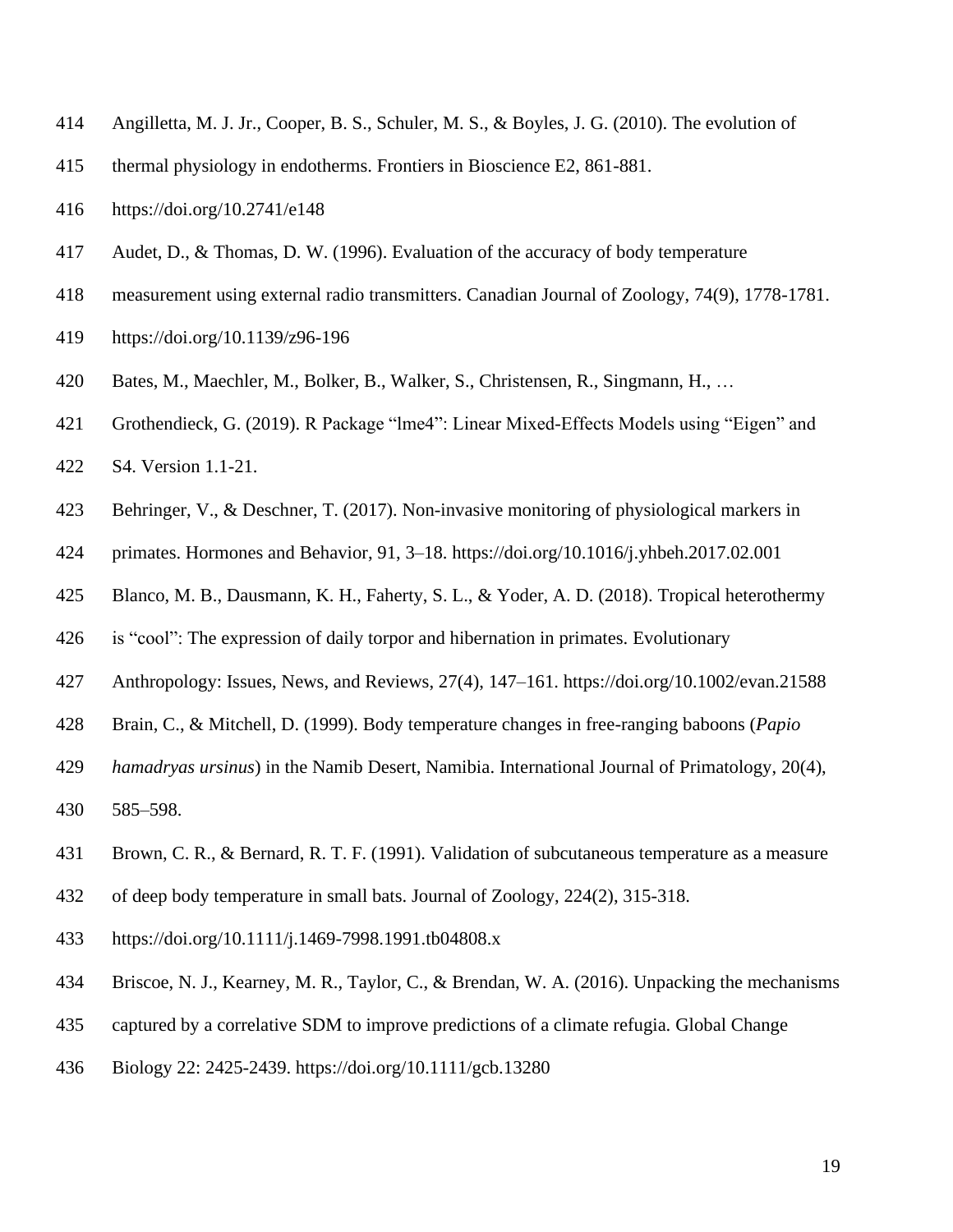Angilletta, M. J. Jr., Cooper, B. S., Schuler, M. S., & Boyles, J. G. (2010). The evolution of thermal physiology in endotherms. Frontiers in Bioscience E2, 861-881. https://doi.org/10.2741/e148

Audet, D., & Thomas, D. W. (1996). Evaluation of the accuracy of body temperature measurement using external radio transmitters. Canadian Journal of Zoology, 74(9), 1778-1781. https://doi.org/10.1139/z96-196

Bates, M., Maechler, M., Bolker, B., Walker, S., Christensen, R., Singmann, H., … Grothendieck, G. (2019). R Package “lme4”: Linear Mixed-Effects Models using “Eigen” and S4. Version 1.1-21.

Behringer, V., & Deschner, T. (2017). Non-invasive monitoring of physiological markers in primates. Hormones and Behavior, 91, 3–18. https://doi.org/10.1016/j.yhbeh.2017.02.001

Blanco, M. B., Dausmann, K. H., Faherty, S. L., & Yoder, A. D. (2018). Tropical heterothermy is “cool”: The expression of daily torpor and hibernation in primates. Evolutionary Anthropology: Issues, News, and Reviews, 27(4), 147–161. https://doi.org/10.1002/evan.21588

Brain, C., & Mitchell, D. (1999). Body temperature changes in free-ranging baboons (*Papio hamadryas ursinus*) in the Namib Desert, Namibia. International Journal of Primatology, 20(4), 585–598.

Brown, C. R., & Bernard, R. T. F. (1991). Validation of subcutaneous temperature as a measure of deep body temperature in small bats. Journal of Zoology, 224(2), 315-318. https://doi.org/10.1111/j.1469-7998.1991.tb04808.x

Briscoe, N. J., Kearney, M. R., Taylor, C., & Brendan, W. A. (2016). Unpacking the mechanisms captured by a correlative SDM to improve predictions of a climate refugia. Global Change Biology 22: 2425-2439. https://doi.org/10.1111/gcb.13280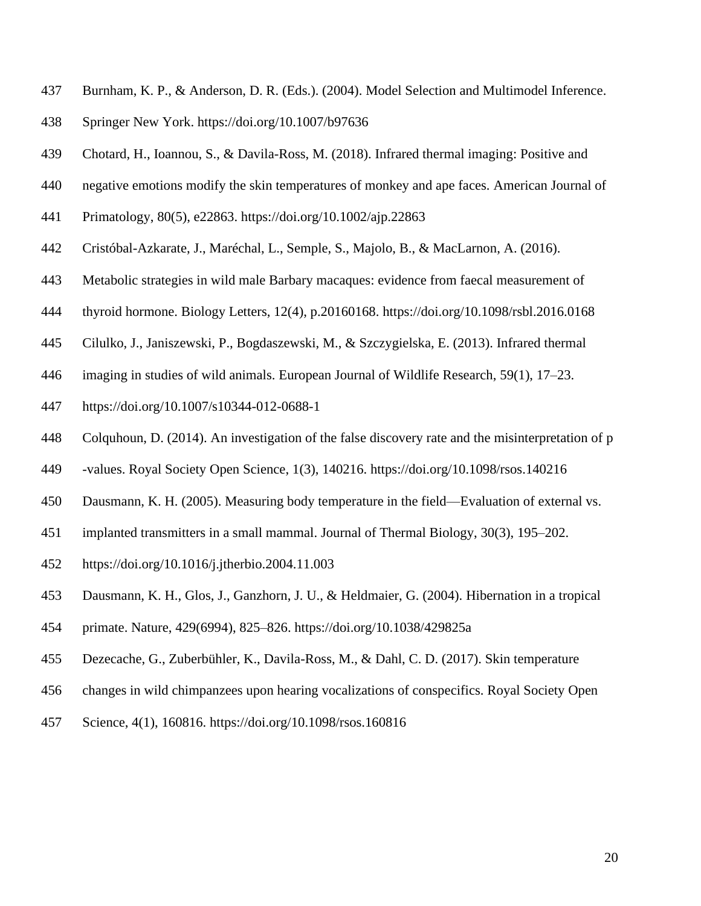Burnham, K. P., & Anderson, D. R. (Eds.). (2004). Model Selection and Multimodel Inference. Springer New York. https://doi.org/10.1007/b97636

Chotard, H., Ioannou, S., & Davila-Ross, M. (2018). Infrared thermal imaging: Positive and negative emotions modify the skin temperatures of monkey and ape faces. American Journal of Primatology, 80(5), e22863. https://doi.org/10.1002/ajp.22863

Cristóbal-Azkarate, J., Maréchal, L., Semple, S., Majolo, B., & MacLarnon, A. (2016). Metabolic strategies in wild male Barbary macaques: evidence from faecal measurement of thyroid hormone. Biology Letters, 12(4), p.20160168. https://doi.org/10.1098/rsbl.2016.0168

Cilulko, J., Janiszewski, P., Bogdaszewski, M., & Szczygielska, E. (2013). Infrared thermal imaging in studies of wild animals. European Journal of Wildlife Research, 59(1), 17–23. https://doi.org/10.1007/s10344-012-0688-1

Colquhoun, D. (2014). An investigation of the false discovery rate and the misinterpretation of p -values. Royal Society Open Science, 1(3), 140216. https://doi.org/10.1098/rsos.140216

Dausmann, K. H. (2005). Measuring body temperature in the field—Evaluation of external vs. implanted transmitters in a small mammal. Journal of Thermal Biology, 30(3), 195–202. https://doi.org/10.1016/j.jtherbio.2004.11.003

Dausmann, K. H., Glos, J., Ganzhorn, J. U., & Heldmaier, G. (2004). Hibernation in a tropical primate. Nature, 429(6994), 825–826. https://doi.org/10.1038/429825a

Dezecache, G., Zuberbühler, K., Davila-Ross, M., & Dahl, C. D. (2017). Skin temperature changes in wild chimpanzees upon hearing vocalizations of conspecifics. Royal Society Open Science, 4(1), 160816. https://doi.org/10.1098/rsos.160816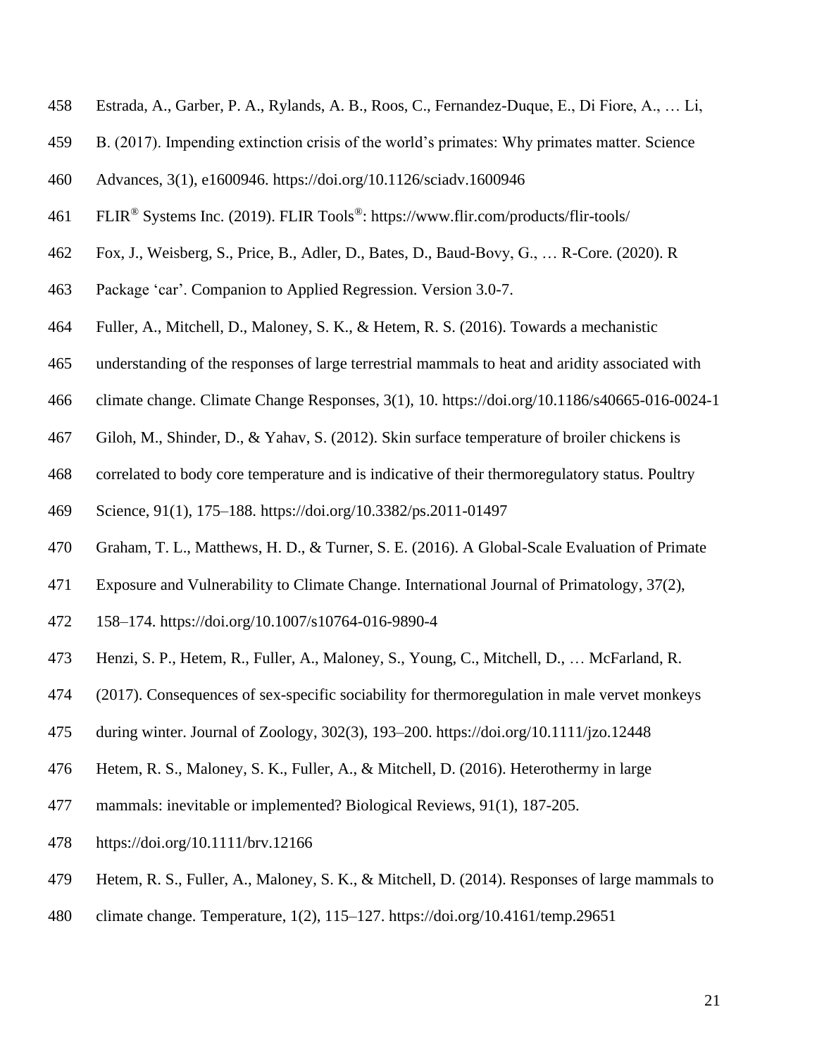Estrada, A., Garber, P. A., Rylands, A. B., Roos, C., Fernandez-Duque, E., Di Fiore, A., … Li, B. (2017). Impending extinction crisis of the world's primates: Why primates matter. Science Advances, 3(1), e1600946. https://doi.org/10.1126/sciadv.1600946

FLIR® Systems Inc. (2019). FLIR Tools®: https://www.flir.com/products/flir-tools/

Fox, J., Weisberg, S., Price, B., Adler, D., Bates, D., Baud-Bovy, G., … R-Core. (2020). R Package 'car'. Companion to Applied Regression. Version 3.0-7.

Fuller, A., Mitchell, D., Maloney, S. K., & Hetem, R. S. (2016). Towards a mechanistic understanding of the responses of large terrestrial mammals to heat and aridity associated with climate change. Climate Change Responses, 3(1), 10. https://doi.org/10.1186/s40665-016-0024-1

Giloh, M., Shinder, D., & Yahav, S. (2012). Skin surface temperature of broiler chickens is correlated to body core temperature and is indicative of their thermoregulatory status. Poultry Science, 91(1), 175–188. https://doi.org/10.3382/ps.2011-01497

Graham, T. L., Matthews, H. D., & Turner, S. E. (2016). A Global-Scale Evaluation of Primate Exposure and Vulnerability to Climate Change. International Journal of Primatology, 37(2), 158–174. https://doi.org/10.1007/s10764-016-9890-4

Henzi, S. P., Hetem, R., Fuller, A., Maloney, S., Young, C., Mitchell, D., … McFarland, R. (2017). Consequences of sex-specific sociability for thermoregulation in male vervet monkeys during winter. Journal of Zoology, 302(3), 193–200. https://doi.org/10.1111/jzo.12448

Hetem, R. S., Maloney, S. K., Fuller, A., & Mitchell, D. (2016). Heterothermy in large mammals: inevitable or implemented? Biological Reviews, 91(1), 187-205. https://doi.org/10.1111/brv.12166

Hetem, R. S., Fuller, A., Maloney, S. K., & Mitchell, D. (2014). Responses of large mammals to climate change. Temperature, 1(2), 115–127. https://doi.org/10.4161/temp.29651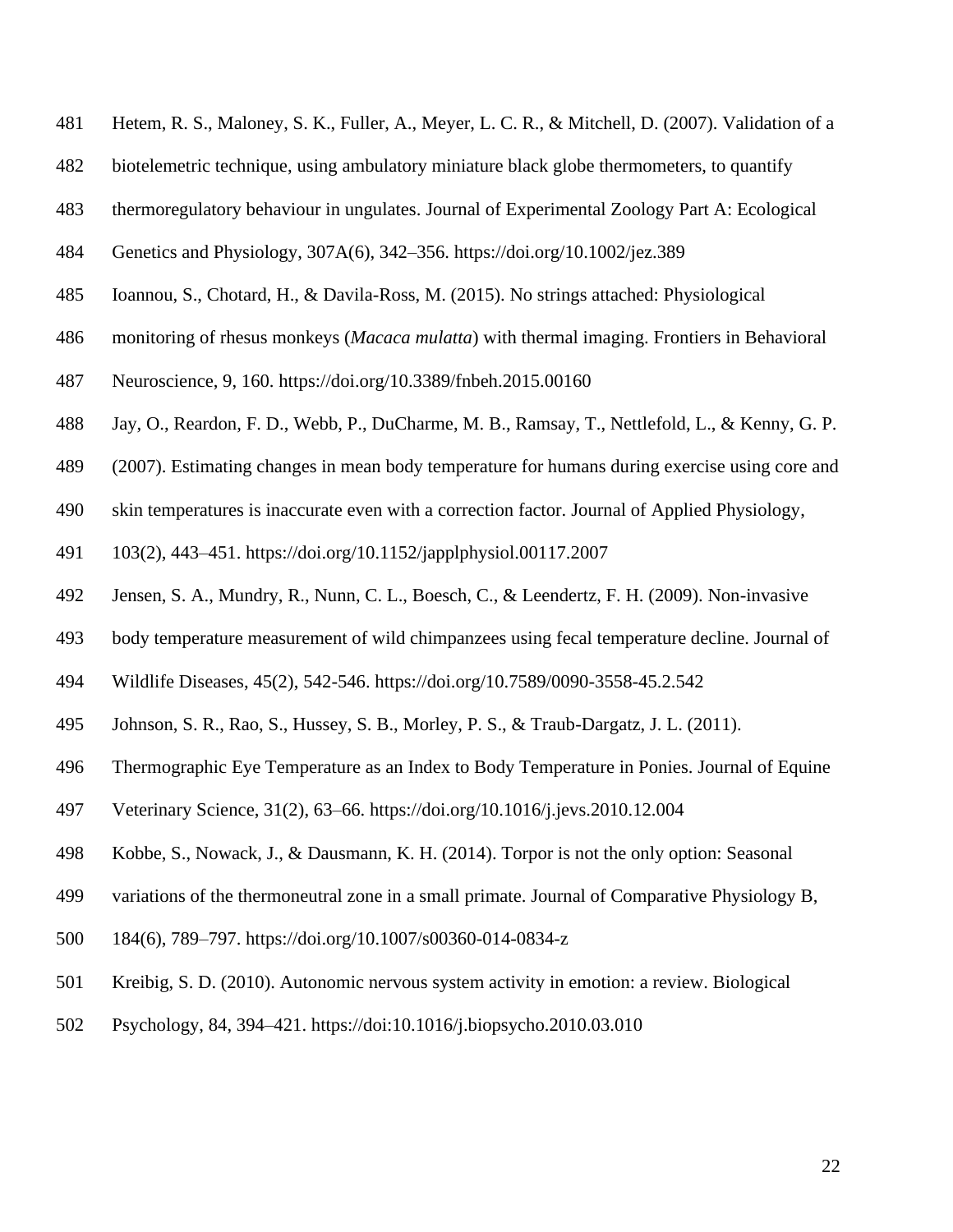Hetem, R. S., Maloney, S. K., Fuller, A., Meyer, L. C. R., & Mitchell, D. (2007). Validation of a biotelemetric technique, using ambulatory miniature black globe thermometers, to quantify thermoregulatory behaviour in ungulates. Journal of Experimental Zoology Part A: Ecological Genetics and Physiology, 307A(6), 342–356. https://doi.org/10.1002/jez.389

Ioannou, S., Chotard, H., & Davila-Ross, M. (2015). No strings attached: Physiological monitoring of rhesus monkeys (*Macaca mulatta*) with thermal imaging. Frontiers in Behavioral Neuroscience, 9, 160. https://doi.org/10.3389/fnbeh.2015.00160

Jay, O., Reardon, F. D., Webb, P., DuCharme, M. B., Ramsay, T., Nettlefold, L., & Kenny, G. P. (2007). Estimating changes in mean body temperature for humans during exercise using core and skin temperatures is inaccurate even with a correction factor. Journal of Applied Physiology, 103(2), 443–451. https://doi.org/10.1152/japplphysiol.00117.2007

Jensen, S. A., Mundry, R., Nunn, C. L., Boesch, C., & Leendertz, F. H. (2009). Non-invasive body temperature measurement of wild chimpanzees using fecal temperature decline. Journal of Wildlife Diseases, 45(2), 542-546. https://doi.org/10.7589/0090-3558-45.2.542

Johnson, S. R., Rao, S., Hussey, S. B., Morley, P. S., & Traub-Dargatz, J. L. (2011). Thermographic Eye Temperature as an Index to Body Temperature in Ponies. Journal of Equine Veterinary Science, 31(2), 63–66. https://doi.org/10.1016/j.jevs.2010.12.004

Kobbe, S., Nowack, J., & Dausmann, K. H. (2014). Torpor is not the only option: Seasonal variations of the thermoneutral zone in a small primate. Journal of Comparative Physiology B, 184(6), 789–797. https://doi.org/10.1007/s00360-014-0834-z

Kreibig, S. D. (2010). Autonomic nervous system activity in emotion: a review. Biological Psychology, 84, 394–421. https://doi:10.1016/j.biopsycho.2010.03.010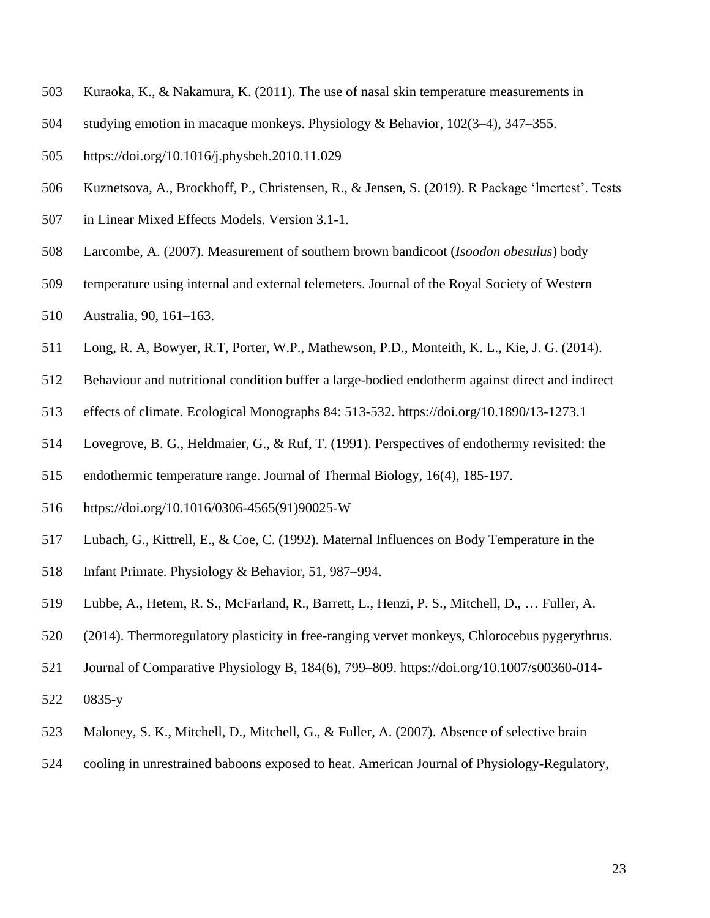Kuraoka, K., & Nakamura, K. (2011). The use of nasal skin temperature measurements in studying emotion in macaque monkeys. Physiology & Behavior, 102(3–4), 347–355. https://doi.org/10.1016/j.physbeh.2010.11.029

Kuznetsova, A., Brockhoff, P., Christensen, R., & Jensen, S. (2019). R Package 'lmertest'. Tests in Linear Mixed Effects Models. Version 3.1-1.

Larcombe, A. (2007). Measurement of southern brown bandicoot (*Isoodon obesulus*) body temperature using internal and external telemeters. Journal of the Royal Society of Western Australia, 90, 161–163.

Long, R. A, Bowyer, R.T, Porter, W.P., Mathewson, P.D., Monteith, K. L., Kie, J. G. (2014). Behaviour and nutritional condition buffer a large-bodied endotherm against direct and indirect effects of climate. Ecological Monographs 84: 513-532. https://doi.org/10.1890/13-1273.1

Lovegrove, B. G., Heldmaier, G., & Ruf, T. (1991). Perspectives of endothermy revisited: the endothermic temperature range. Journal of Thermal Biology, 16(4), 185-197. https://doi.org/10.1016/0306-4565(91)90025-W

Lubach, G., Kittrell, E., & Coe, C. (1992). Maternal Influences on Body Temperature in the Infant Primate. Physiology & Behavior, 51, 987–994.

Lubbe, A., Hetem, R. S., McFarland, R., Barrett, L., Henzi, P. S., Mitchell, D., … Fuller, A. (2014). Thermoregulatory plasticity in free-ranging vervet monkeys, Chlorocebus pygerythrus. Journal of Comparative Physiology B, 184(6), 799–809. https://doi.org/10.1007/s00360-014-0835-y

Maloney, S. K., Mitchell, D., Mitchell, G., & Fuller, A. (2007). Absence of selective brain cooling in unrestrained baboons exposed to heat. American Journal of Physiology-Regulatory,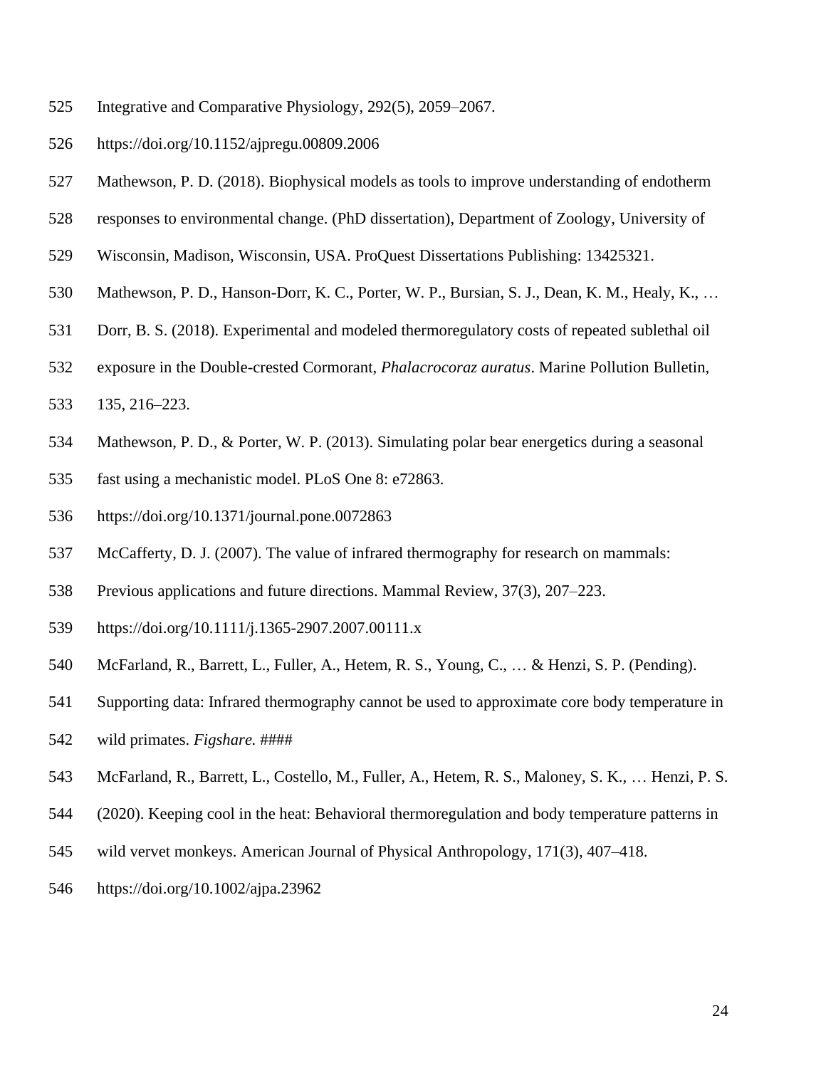Integrative and Comparative Physiology, 292(5), 2059–2067. https://doi.org/10.1152/ajpregu.00809.2006

Mathewson, P. D. (2018). Biophysical models as tools to improve understanding of endotherm responses to environmental change. (PhD dissertation), Department of Zoology, University of Wisconsin, Madison, Wisconsin, USA. ProQuest Dissertations Publishing: 13425321.

Mathewson, P. D., Hanson-Dorr, K. C., Porter, W. P., Bursian, S. J., Dean, K. M., Healy, K., … Dorr, B. S. (2018). Experimental and modeled thermoregulatory costs of repeated sublethal oil exposure in the Double-crested Cormorant, *Phalacrocoraz auratus*. Marine Pollution Bulletin, 135, 216–223.

Mathewson, P. D., & Porter, W. P. (2013). Simulating polar bear energetics during a seasonal fast using a mechanistic model. PLoS One 8: e72863. https://doi.org/10.1371/journal.pone.0072863

McCafferty, D. J. (2007). The value of infrared thermography for research on mammals: Previous applications and future directions. Mammal Review, 37(3), 207–223. https://doi.org/10.1111/j.1365-2907.2007.00111.x

McFarland, R., Barrett, L., Fuller, A., Hetem, R. S., Young, C., … & Henzi, S. P. (Pending). Supporting data: Infrared thermography cannot be used to approximate core body temperature in wild primates. *Figshare.* ####

McFarland, R., Barrett, L., Costello, M., Fuller, A., Hetem, R. S., Maloney, S. K., … Henzi, P. S. (2020). Keeping cool in the heat: Behavioral thermoregulation and body temperature patterns in wild vervet monkeys. American Journal of Physical Anthropology, 171(3), 407–418. https://doi.org/10.1002/ajpa.23962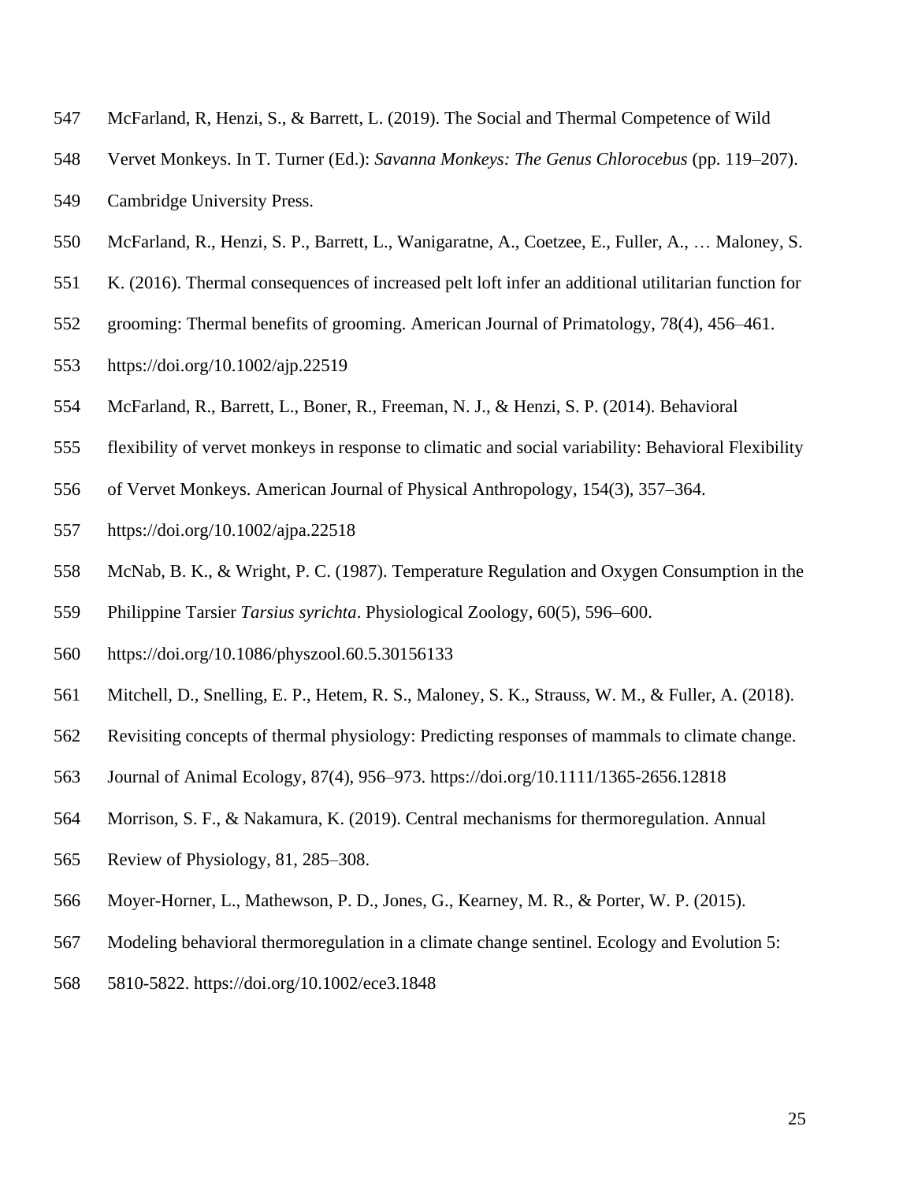McFarland, R, Henzi, S., & Barrett, L. (2019). The Social and Thermal Competence of Wild Vervet Monkeys. In T. Turner (Ed.): *Savanna Monkeys: The Genus Chlorocebus* (pp. 119–207). Cambridge University Press.

McFarland, R., Henzi, S. P., Barrett, L., Wanigaratne, A., Coetzee, E., Fuller, A., … Maloney, S. K. (2016). Thermal consequences of increased pelt loft infer an additional utilitarian function for grooming: Thermal benefits of grooming. American Journal of Primatology, 78(4), 456–461. https://doi.org/10.1002/ajp.22519

McFarland, R., Barrett, L., Boner, R., Freeman, N. J., & Henzi, S. P. (2014). Behavioral flexibility of vervet monkeys in response to climatic and social variability: Behavioral Flexibility of Vervet Monkeys. American Journal of Physical Anthropology, 154(3), 357–364. https://doi.org/10.1002/ajpa.22518

McNab, B. K., & Wright, P. C. (1987). Temperature Regulation and Oxygen Consumption in the Philippine Tarsier *Tarsius syrichta*. Physiological Zoology, 60(5), 596–600. https://doi.org/10.1086/physzool.60.5.30156133

Mitchell, D., Snelling, E. P., Hetem, R. S., Maloney, S. K., Strauss, W. M., & Fuller, A. (2018). Revisiting concepts of thermal physiology: Predicting responses of mammals to climate change. Journal of Animal Ecology, 87(4), 956–973. https://doi.org/10.1111/1365-2656.12818

Morrison, S. F., & Nakamura, K. (2019). Central mechanisms for thermoregulation. Annual Review of Physiology, 81, 285–308.

Moyer-Horner, L., Mathewson, P. D., Jones, G., Kearney, M. R., & Porter, W. P. (2015). Modeling behavioral thermoregulation in a climate change sentinel. Ecology and Evolution 5: 5810-5822. https://doi.org/10.1002/ece3.1848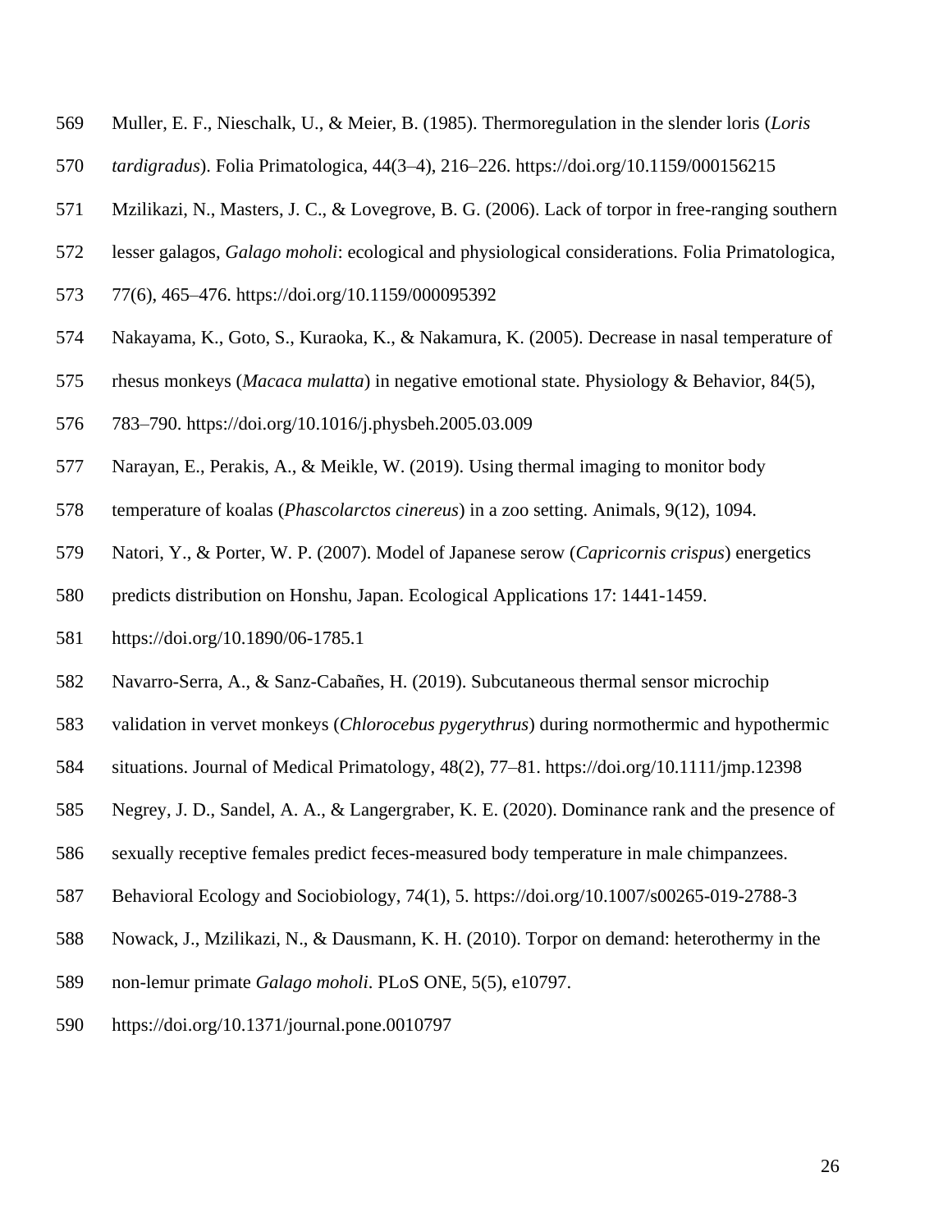Muller, E. F., Nieschalk, U., & Meier, B. (1985). Thermoregulation in the slender loris (*Loris tardigradus*). Folia Primatologica, 44(3–4), 216–226. https://doi.org/10.1159/000156215

Mzilikazi, N., Masters, J. C., & Lovegrove, B. G. (2006). Lack of torpor in free-ranging southern lesser galagos, *Galago moholi*: ecological and physiological considerations. Folia Primatologica, 77(6), 465–476. https://doi.org/10.1159/000095392

Nakayama, K., Goto, S., Kuraoka, K., & Nakamura, K. (2005). Decrease in nasal temperature of rhesus monkeys (*Macaca mulatta*) in negative emotional state. Physiology & Behavior, 84(5), 783–790. https://doi.org/10.1016/j.physbeh.2005.03.009

Narayan, E., Perakis, A., & Meikle, W. (2019). Using thermal imaging to monitor body temperature of koalas (*Phascolarctos cinereus*) in a zoo setting. Animals, 9(12), 1094.

Natori, Y., & Porter, W. P. (2007). Model of Japanese serow (*Capricornis crispus*) energetics predicts distribution on Honshu, Japan. Ecological Applications 17: 1441-1459. https://doi.org/10.1890/06-1785.1

Navarro-Serra, A., & Sanz-Cabañes, H. (2019). Subcutaneous thermal sensor microchip validation in vervet monkeys (*Chlorocebus pygerythrus*) during normothermic and hypothermic situations. Journal of Medical Primatology, 48(2), 77–81. https://doi.org/10.1111/jmp.12398

Negrey, J. D., Sandel, A. A., & Langergraber, K. E. (2020). Dominance rank and the presence of sexually receptive females predict feces-measured body temperature in male chimpanzees. Behavioral Ecology and Sociobiology, 74(1), 5. https://doi.org/10.1007/s00265-019-2788-3

Nowack, J., Mzilikazi, N., & Dausmann, K. H. (2010). Torpor on demand: heterothermy in the non-lemur primate *Galago moholi*. PLoS ONE, 5(5), e10797. https://doi.org/10.1371/journal.pone.0010797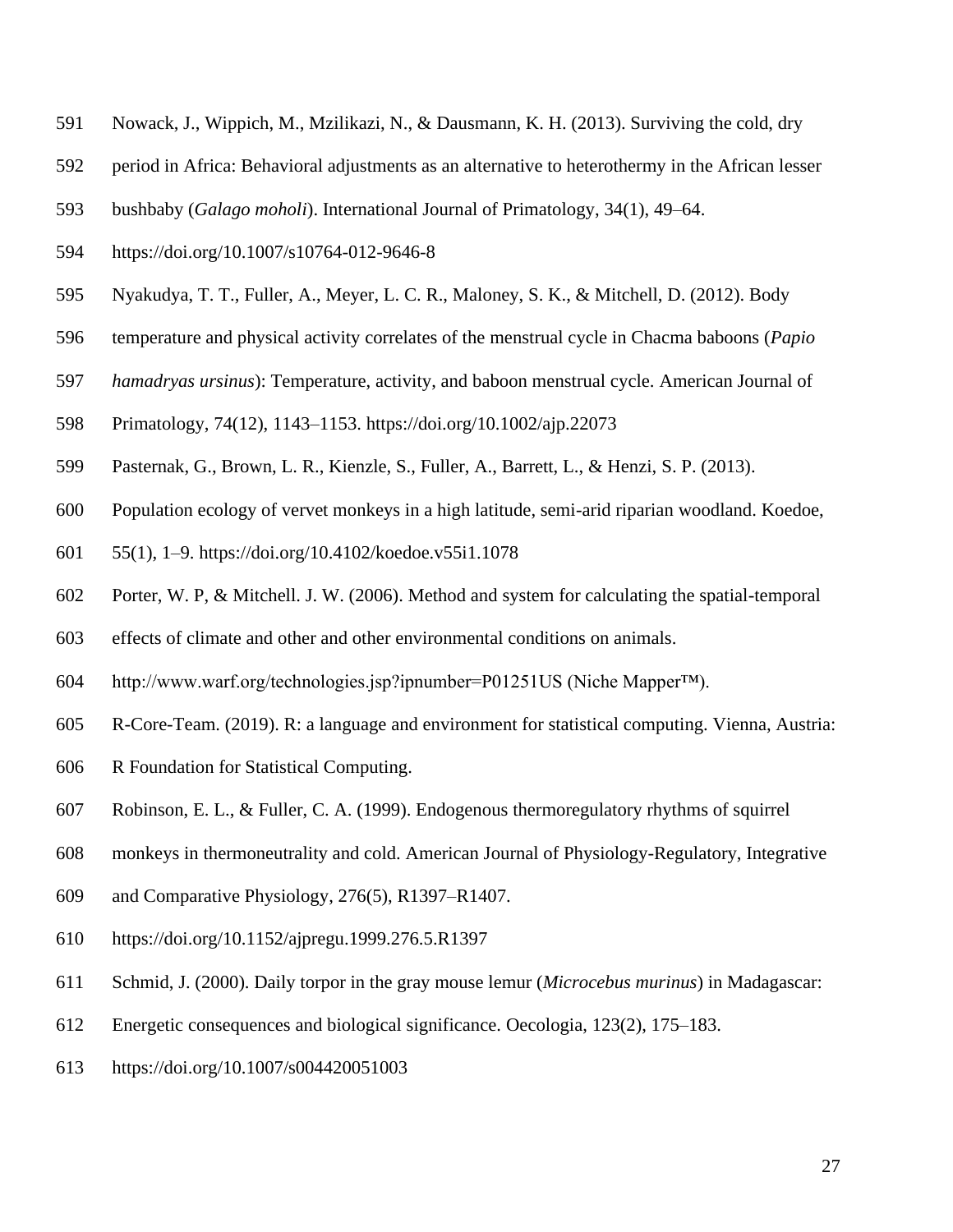Nowack, J., Wippich, M., Mzilikazi, N., & Dausmann, K. H. (2013). Surviving the cold, dry period in Africa: Behavioral adjustments as an alternative to heterothermy in the African lesser bushbaby (*Galago moholi*). International Journal of Primatology, 34(1), 49–64. https://doi.org/10.1007/s10764-012-9646-8

Nyakudya, T. T., Fuller, A., Meyer, L. C. R., Maloney, S. K., & Mitchell, D. (2012). Body temperature and physical activity correlates of the menstrual cycle in Chacma baboons (*Papio hamadryas ursinus*): Temperature, activity, and baboon menstrual cycle. American Journal of Primatology, 74(12), 1143–1153. https://doi.org/10.1002/ajp.22073

Pasternak, G., Brown, L. R., Kienzle, S., Fuller, A., Barrett, L., & Henzi, S. P. (2013). Population ecology of vervet monkeys in a high latitude, semi-arid riparian woodland. Koedoe, 55(1), 1–9. https://doi.org/10.4102/koedoe.v55i1.1078

Porter, W. P, & Mitchell. J. W. (2006). Method and system for calculating the spatial-temporal effects of climate and other and other environmental conditions on animals. http://www.warf.org/technologies.jsp?ipnumber=P01251US (Niche Mapper™).

R-Core-Team. (2019). R: a language and environment for statistical computing. Vienna, Austria: R Foundation for Statistical Computing.

Robinson, E. L., & Fuller, C. A. (1999). Endogenous thermoregulatory rhythms of squirrel monkeys in thermoneutrality and cold. American Journal of Physiology-Regulatory, Integrative and Comparative Physiology, 276(5), R1397–R1407. https://doi.org/10.1152/ajpregu.1999.276.5.R1397

Schmid, J. (2000). Daily torpor in the gray mouse lemur (*Microcebus murinus*) in Madagascar: Energetic consequences and biological significance. Oecologia, 123(2), 175–183. https://doi.org/10.1007/s004420051003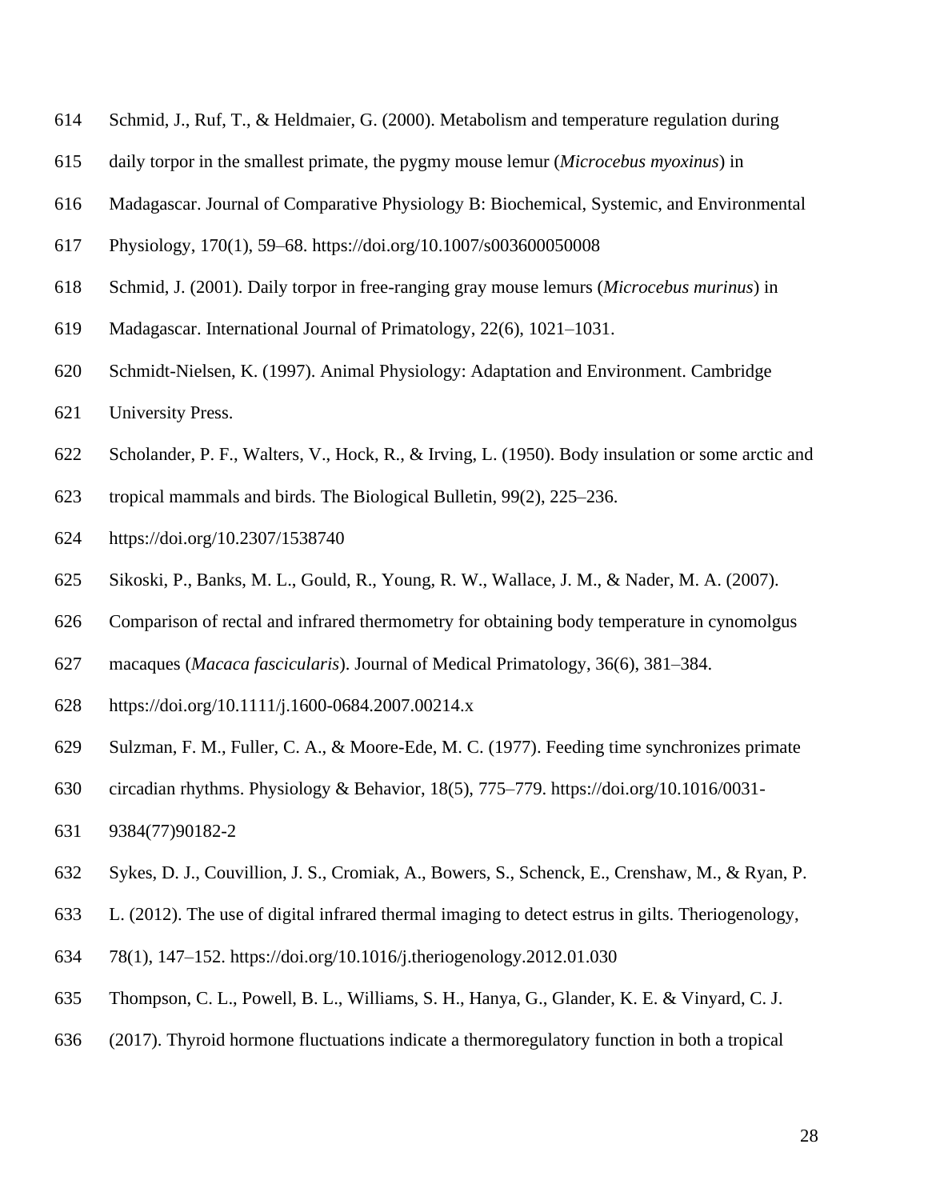Schmid, J., Ruf, T., & Heldmaier, G. (2000). Metabolism and temperature regulation during daily torpor in the smallest primate, the pygmy mouse lemur (*Microcebus myoxinus*) in Madagascar. Journal of Comparative Physiology B: Biochemical, Systemic, and Environmental Physiology, 170(1), 59–68. https://doi.org/10.1007/s003600050008

Schmid, J. (2001). Daily torpor in free-ranging gray mouse lemurs (*Microcebus murinus*) in Madagascar. International Journal of Primatology, 22(6), 1021–1031.

Schmidt-Nielsen, K. (1997). Animal Physiology: Adaptation and Environment. Cambridge University Press.

Scholander, P. F., Walters, V., Hock, R., & Irving, L. (1950). Body insulation or some arctic and tropical mammals and birds. The Biological Bulletin, 99(2), 225–236. https://doi.org/10.2307/1538740

Sikoski, P., Banks, M. L., Gould, R., Young, R. W., Wallace, J. M., & Nader, M. A. (2007). Comparison of rectal and infrared thermometry for obtaining body temperature in cynomolgus macaques (*Macaca fascicularis*). Journal of Medical Primatology, 36(6), 381–384. https://doi.org/10.1111/j.1600-0684.2007.00214.x

Sulzman, F. M., Fuller, C. A., & Moore-Ede, M. C. (1977). Feeding time synchronizes primate circadian rhythms. Physiology & Behavior, 18(5), 775–779. https://doi.org/10.1016/0031-9384(77)90182-2

Sykes, D. J., Couvillion, J. S., Cromiak, A., Bowers, S., Schenck, E., Crenshaw, M., & Ryan, P. L. (2012). The use of digital infrared thermal imaging to detect estrus in gilts. Theriogenology, 78(1), 147–152. https://doi.org/10.1016/j.theriogenology.2012.01.030

Thompson, C. L., Powell, B. L., Williams, S. H., Hanya, G., Glander, K. E. & Vinyard, C. J. (2017). Thyroid hormone fluctuations indicate a thermoregulatory function in both a tropical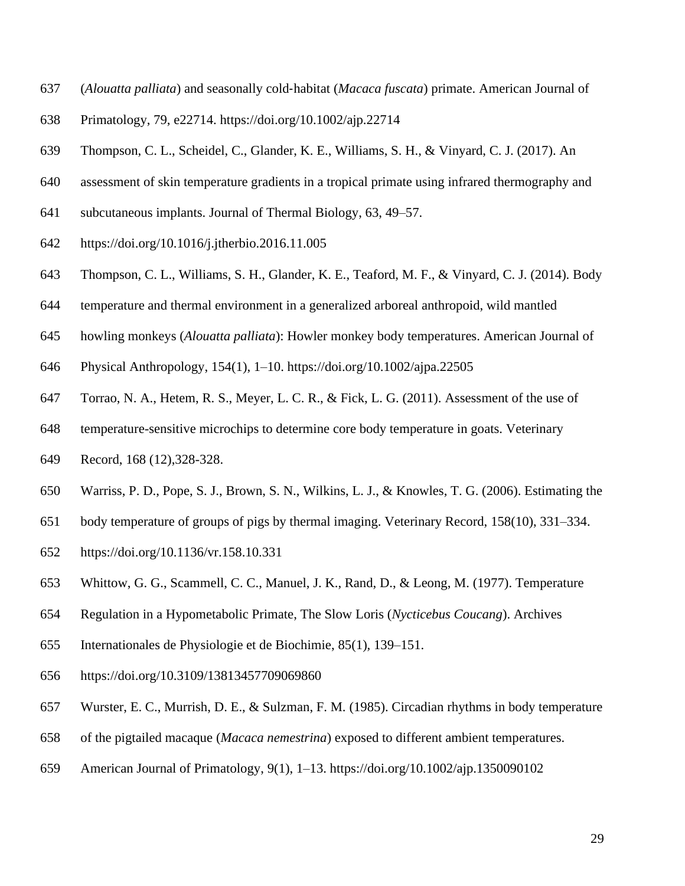(*Alouatta palliata*) and seasonally cold-habitat (*Macaca fuscata*) primate. American Journal of Primatology, 79, e22714. https://doi.org/10.1002/ajp.22714

Thompson, C. L., Scheidel, C., Glander, K. E., Williams, S. H., & Vinyard, C. J. (2017). An assessment of skin temperature gradients in a tropical primate using infrared thermography and subcutaneous implants. Journal of Thermal Biology, 63, 49–57. https://doi.org/10.1016/j.jtherbio.2016.11.005

Thompson, C. L., Williams, S. H., Glander, K. E., Teaford, M. F., & Vinyard, C. J. (2014). Body temperature and thermal environment in a generalized arboreal anthropoid, wild mantled howling monkeys (*Alouatta palliata*): Howler monkey body temperatures. American Journal of Physical Anthropology, 154(1), 1–10. https://doi.org/10.1002/ajpa.22505

Torrao, N. A., Hetem, R. S., Meyer, L. C. R., & Fick, L. G. (2011). Assessment of the use of temperature-sensitive microchips to determine core body temperature in goats. Veterinary Record, 168 (12),328-328.

Warriss, P. D., Pope, S. J., Brown, S. N., Wilkins, L. J., & Knowles, T. G. (2006). Estimating the body temperature of groups of pigs by thermal imaging. Veterinary Record, 158(10), 331–334. https://doi.org/10.1136/vr.158.10.331

Whittow, G. G., Scammell, C. C., Manuel, J. K., Rand, D., & Leong, M. (1977). Temperature Regulation in a Hypometabolic Primate, The Slow Loris (*Nycticebus Coucang*). Archives Internationales de Physiologie et de Biochimie, 85(1), 139–151. https://doi.org/10.3109/13813457709069860

Wurster, E. C., Murrish, D. E., & Sulzman, F. M. (1985). Circadian rhythms in body temperature of the pigtailed macaque (*Macaca nemestrina*) exposed to different ambient temperatures. American Journal of Primatology, 9(1), 1–13. https://doi.org/10.1002/ajp.1350090102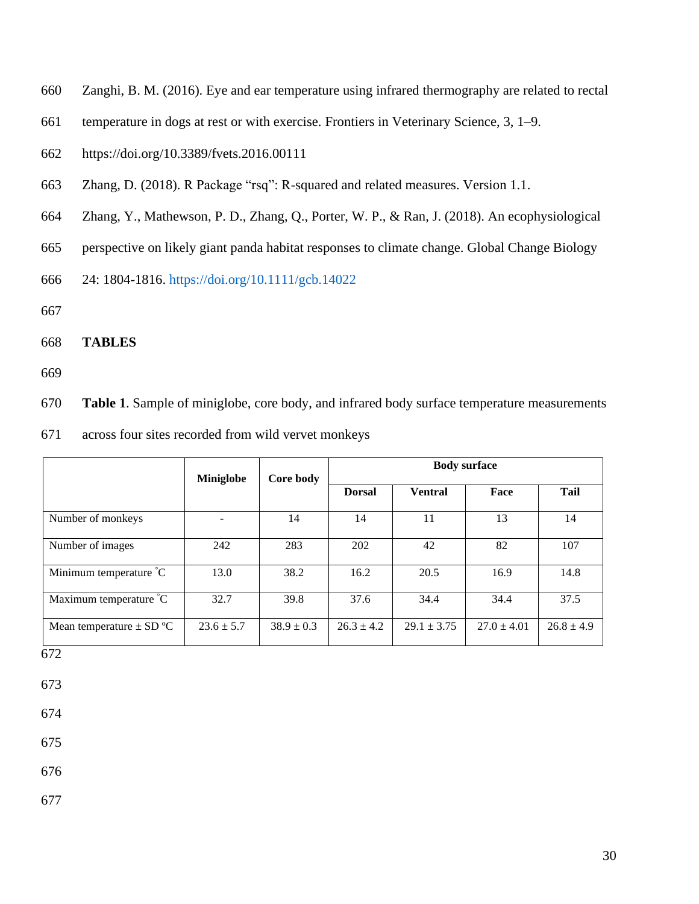Zanghi, B. M. (2016). Eye and ear temperature using infrared thermography are related to rectal temperature in dogs at rest or with exercise. Frontiers in Veterinary Science, 3, 1–9. https://doi.org/10.3389/fvets.2016.00111

Zhang, D. (2018). R Package "rsq": R-squared and related measures. Version 1.1.

Zhang, Y., Mathewson, P. D., Zhang, Q., Porter, W. P., & Ran, J. (2018). An ecophysiological perspective on likely giant panda habitat responses to climate change. Global Change Biology 24: 1804-1816. https://doi.org/10.1111/gcb.14022

## TABLES

**Table 1**. Sample of miniglobe, core body, and infrared body surface temperature measurements across four sites recorded from wild vervet monkeys

| | **Miniglobe** | **Core body** | **Body surface** | | | |
|---|---|---|---|---|---|---|
| | | | **Dorsal** | **Ventral** | **Face** | **Tail** |
| Number of monkeys | - | 14 | 14 | 11 | 13 | 14 |
| Number of images | 242 | 283 | 202 | 42 | 82 | 107 |
| Minimum temperature ˚C | 13.0 | 38.2 | 16.2 | 20.5 | 16.9 | 14.8 |
| Maximum temperature ˚C | 32.7 | 39.8 | 37.6 | 34.4 | 34.4 | 37.5 |
| Mean temperature ± SD ºC | 23.6 ± 5.7 | 38.9 ± 0.3 | 26.3 ± 4.2 | 29.1 ± 3.75 | 27.0 ± 4.01 | 26.8 ± 4.9 |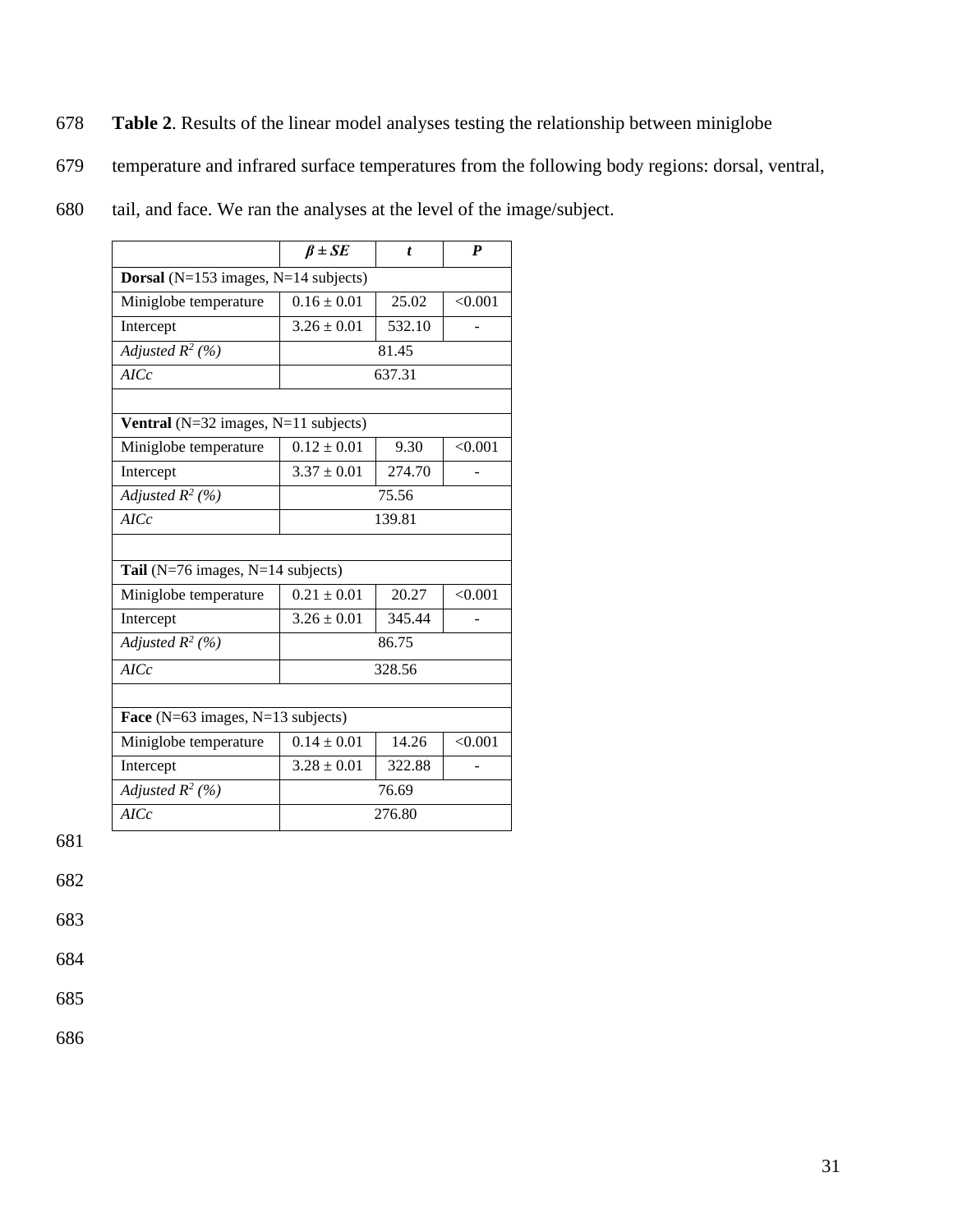**Table 2**. Results of the linear model analyses testing the relationship between miniglobe temperature and infrared surface temperatures from the following body regions: dorsal, ventral, tail, and face. We ran the analyses at the level of the image/subject.

| | ***β ± SE*** | ***t*** | ***P*** |
|---|---|---|---|
| **Dorsal** (N=153 images, N=14 subjects) | | | |
| Miniglobe temperature | 0.16 ± 0.01 | 25.02 | <0.001 |
| Intercept | 3.26 ± 0.01 | 532.10 | - |
| *Adjusted $R^2$ (%)* | 81.45 | | |
| *AICc* | 637.31 | | |
| | | | |
| **Ventral** (N=32 images, N=11 subjects) | | | |
| Miniglobe temperature | 0.12 ± 0.01 | 9.30 | <0.001 |
| Intercept | 3.37 ± 0.01 | 274.70 | - |
| *Adjusted $R^2$ (%)* | 75.56 | | |
| *AICc* | 139.81 | | |
| | | | |
| **Tail** (N=76 images, N=14 subjects) | | | |
| Miniglobe temperature | 0.21 ± 0.01 | 20.27 | <0.001 |
| Intercept | 3.26 ± 0.01 | 345.44 | - |
| *Adjusted $R^2$ (%)* | 86.75 | | |
| *AICc* | 328.56 | | |
| | | | |
| **Face** (N=63 images, N=13 subjects) | | | |
| Miniglobe temperature | 0.14 ± 0.01 | 14.26 | <0.001 |
| Intercept | 3.28 ± 0.01 | 322.88 | - |
| *Adjusted $R^2$ (%)* | 76.69 | | |
| *AICc* | 276.80 | | |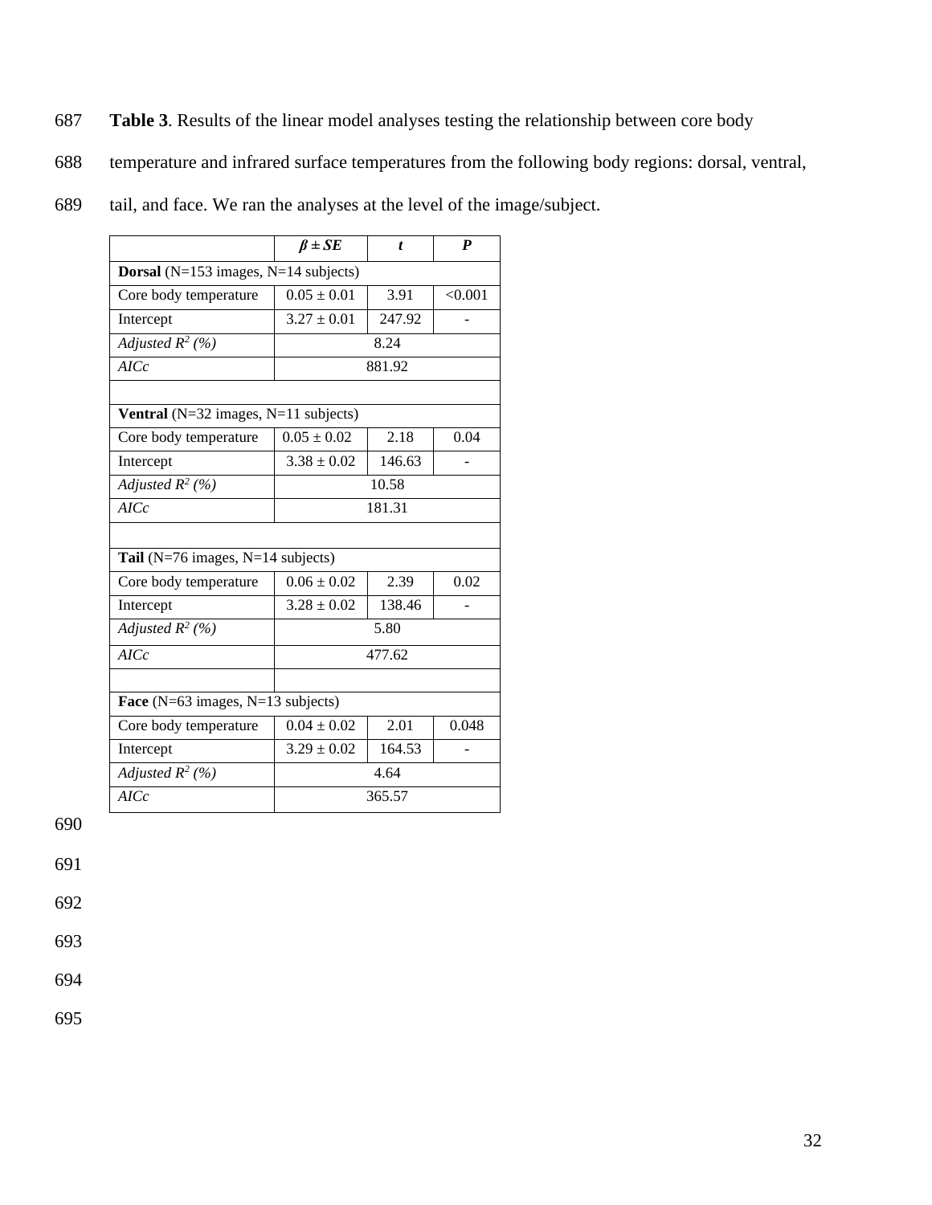**Table 3**. Results of the linear model analyses testing the relationship between core body temperature and infrared surface temperatures from the following body regions: dorsal, ventral, tail, and face. We ran the analyses at the level of the image/subject.

| | ***β* ± *SE*** | ***t*** | ***P*** |
|---|---|---|---|
| **Dorsal** (N=153 images, N=14 subjects) | | | |
| Core body temperature | 0.05 ± 0.01 | 3.91 | <0.001 |
| Intercept | 3.27 ± 0.01 | 247.92 | - |
| *Adjusted $R^2$ (%)* | 8.24 | | |
| *AICc* | 881.92 | | |
| | | | |
| **Ventral** (N=32 images, N=11 subjects) | | | |
| Core body temperature | 0.05 ± 0.02 | 2.18 | 0.04 |
| Intercept | 3.38 ± 0.02 | 146.63 | - |
| *Adjusted $R^2$ (%)* | 10.58 | | |
| *AICc* | 181.31 | | |
| | | | |
| **Tail** (N=76 images, N=14 subjects) | | | |
| Core body temperature | 0.06 ± 0.02 | 2.39 | 0.02 |
| Intercept | 3.28 ± 0.02 | 138.46 | - |
| *Adjusted $R^2$ (%)* | 5.80 | | |
| *AICc* | 477.62 | | |
| | | | |
| **Face** (N=63 images, N=13 subjects) | | | |
| Core body temperature | 0.04 ± 0.02 | 2.01 | 0.048 |
| Intercept | 3.29 ± 0.02 | 164.53 | - |
| *Adjusted $R^2$ (%)* | 4.64 | | |
| *AICc* | 365.57 | | |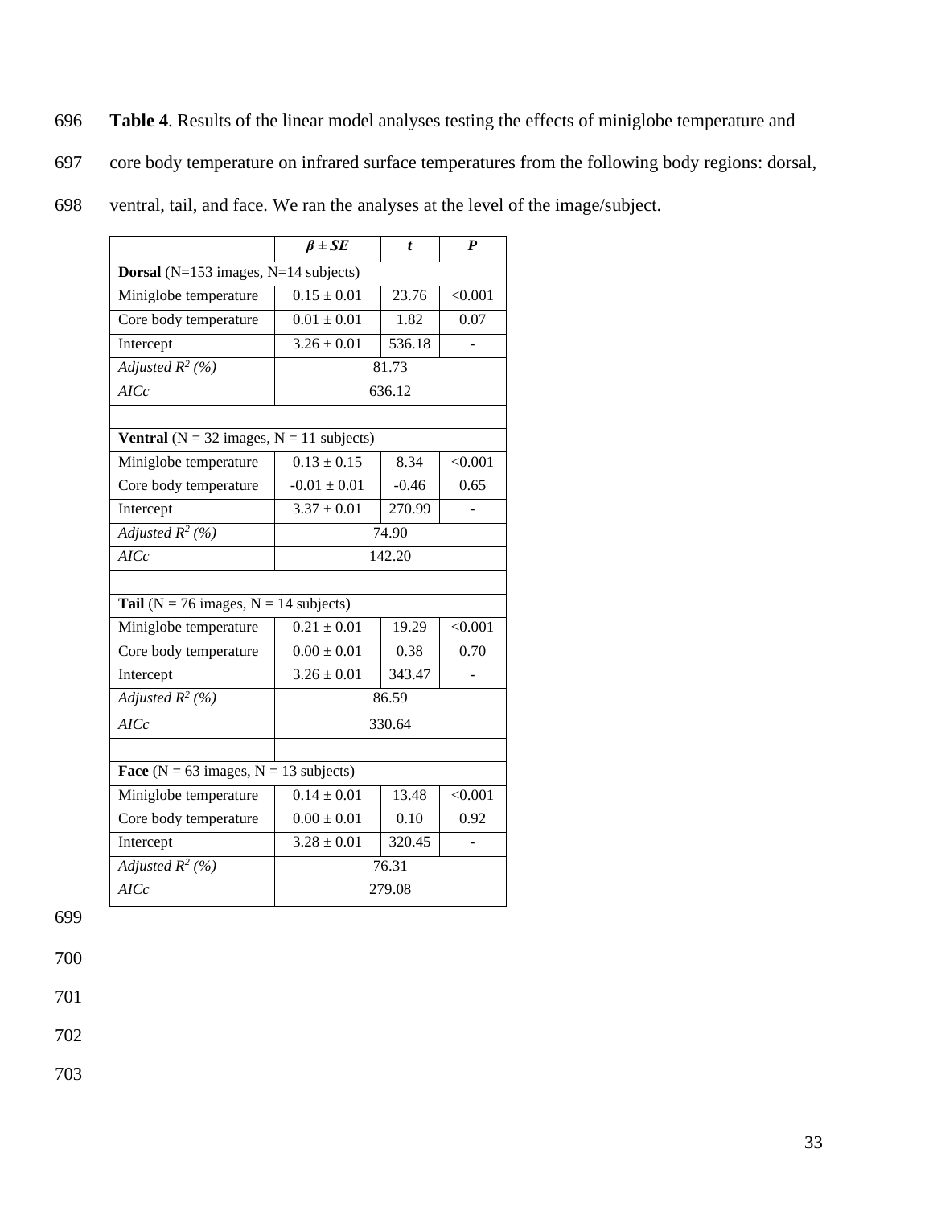**Table 4**. Results of the linear model analyses testing the effects of miniglobe temperature and core body temperature on infrared surface temperatures from the following body regions: dorsal, ventral, tail, and face. We ran the analyses at the level of the image/subject.

| | ***β ± SE*** | ***t*** | ***P*** |
|---|---|---|---|
| **Dorsal** (N=153 images, N=14 subjects) | | | |
| Miniglobe temperature | 0.15 ± 0.01 | 23.76 | <0.001 |
| Core body temperature | 0.01 ± 0.01 | 1.82 | 0.07 |
| Intercept | 3.26 ± 0.01 | 536.18 | - |
| *Adjusted $R^2$ (%)* | 81.73 | | |
| *AICc* | 636.12 | | |
| | | | |
| **Ventral** (N = 32 images, N = 11 subjects) | | | |
| Miniglobe temperature | 0.13 ± 0.15 | 8.34 | <0.001 |
| Core body temperature | -0.01 ± 0.01 | -0.46 | 0.65 |
| Intercept | 3.37 ± 0.01 | 270.99 | - |
| *Adjusted $R^2$ (%)* | 74.90 | | |
| *AICc* | 142.20 | | |
| | | | |
| **Tail** (N = 76 images, N = 14 subjects) | | | |
| Miniglobe temperature | 0.21 ± 0.01 | 19.29 | <0.001 |
| Core body temperature | 0.00 ± 0.01 | 0.38 | 0.70 |
| Intercept | 3.26 ± 0.01 | 343.47 | - |
| *Adjusted $R^2$ (%)* | 86.59 | | |
| *AICc* | 330.64 | | |
| | | | |
| **Face** (N = 63 images, N = 13 subjects) | | | |
| Miniglobe temperature | 0.14 ± 0.01 | 13.48 | <0.001 |
| Core body temperature | 0.00 ± 0.01 | 0.10 | 0.92 |
| Intercept | 3.28 ± 0.01 | 320.45 | - |
| *Adjusted $R^2$ (%)* | 76.31 | | |
| *AICc* | 279.08 | | |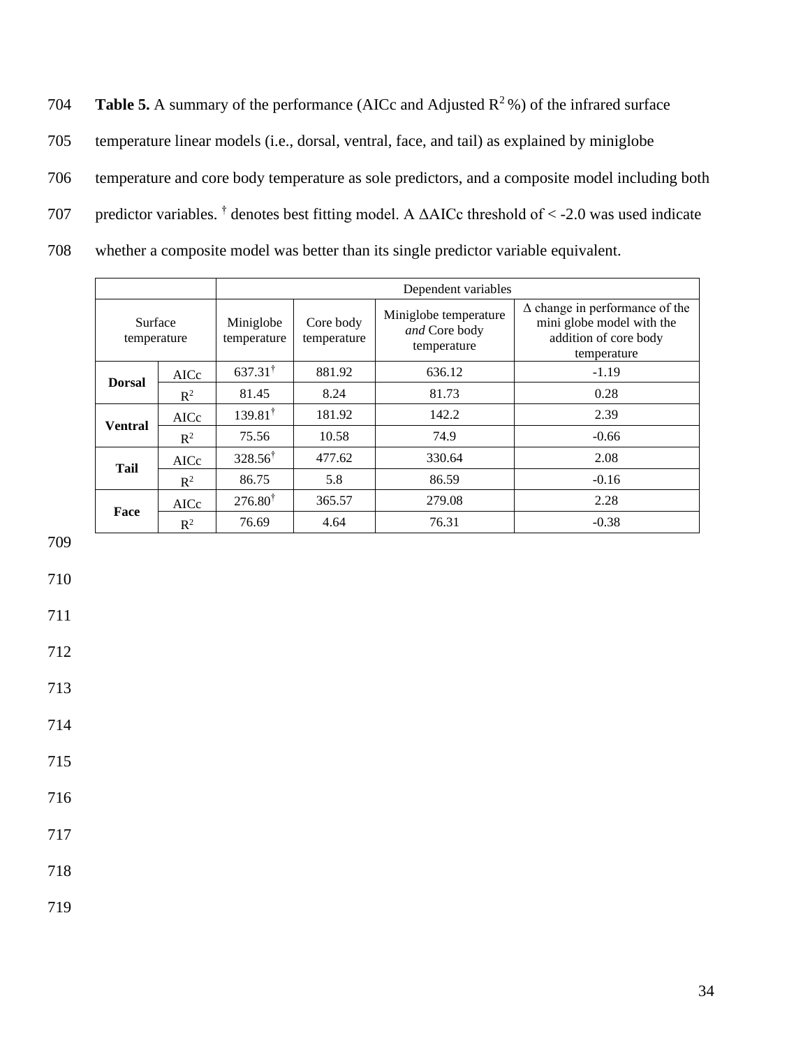**Table 5.** A summary of the performance (AICc and Adjusted $R^2$ %) of the infrared surface temperature linear models (i.e., dorsal, ventral, face, and tail) as explained by miniglobe temperature and core body temperature as sole predictors, and a composite model including both predictor variables. † denotes best fitting model. A ΔAICc threshold of < -2.0 was used indicate whether a composite model was better than its single predictor variable equivalent.

| | | Dependent variables | | | |
|---|---|---|---|---|---|
| Surface temperature | | Miniglobe temperature | Core body temperature | Miniglobe temperature *and* Core body temperature | Δ change in performance of the mini globe model with the addition of core body temperature |
| **Dorsal** | AICc | 637.31† | 881.92 | 636.12 | -1.19 |
| | $R^2$ | 81.45 | 8.24 | 81.73 | 0.28 |
| **Ventral** | AICc | 139.81† | 181.92 | 142.2 | 2.39 |
| | $R^2$ | 75.56 | 10.58 | 74.9 | -0.66 |
| **Tail** | AICc | 328.56† | 477.62 | 330.64 | 2.08 |
| | $R^2$ | 86.75 | 5.8 | 86.59 | -0.16 |
| **Face** | AICc | 276.80† | 365.57 | 279.08 | 2.28 |
| | $R^2$ | 76.69 | 4.64 | 76.31 | -0.38 |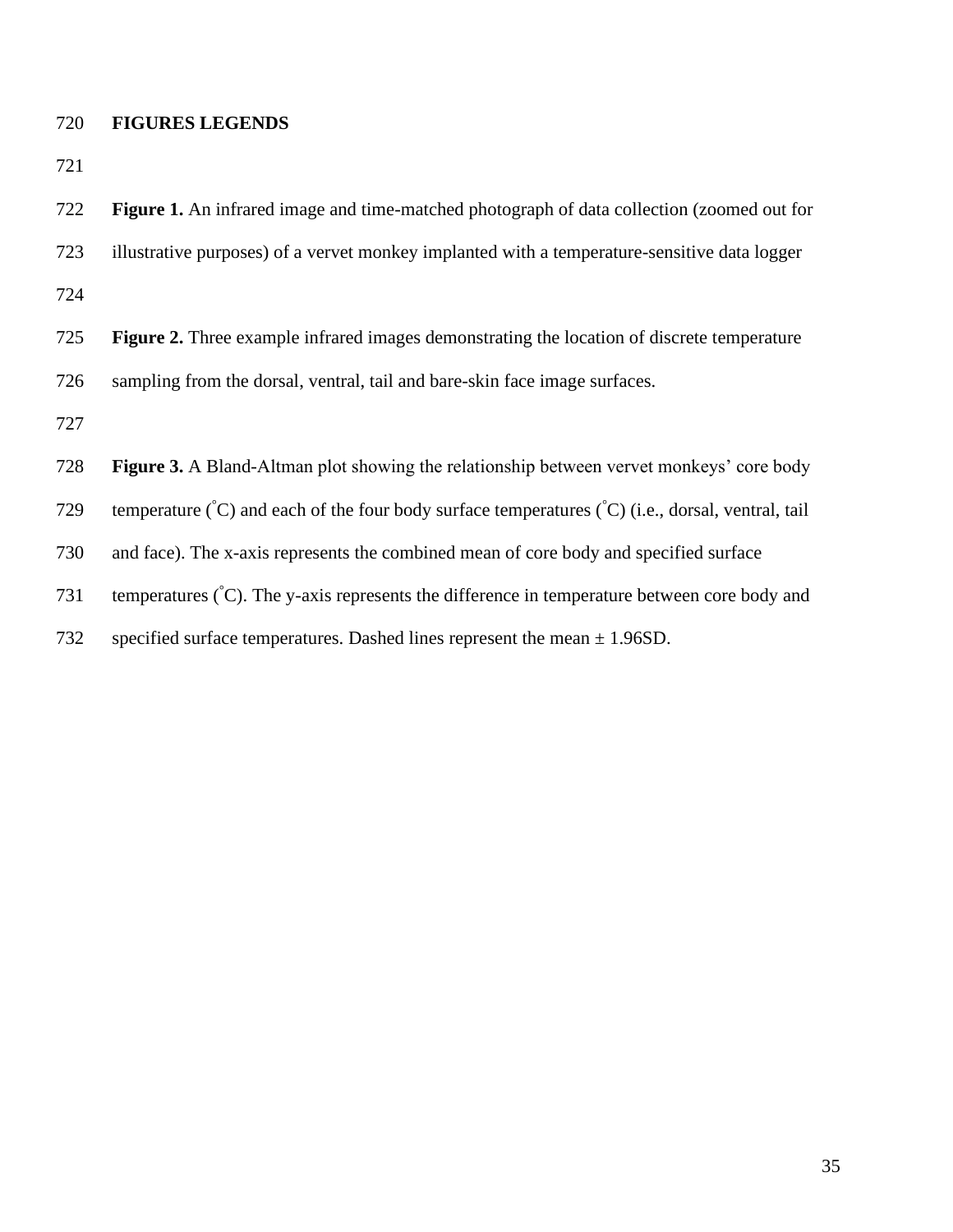## FIGURES LEGENDS

**Figure 1.** An infrared image and time-matched photograph of data collection (zoomed out for illustrative purposes) of a vervet monkey implanted with a temperature-sensitive data logger

**Figure 2.** Three example infrared images demonstrating the location of discrete temperature sampling from the dorsal, ventral, tail and bare-skin face image surfaces.

**Figure 3.** A Bland-Altman plot showing the relationship between vervet monkeys' core body temperature (˚C) and each of the four body surface temperatures (˚C) (i.e., dorsal, ventral, tail and face). The x-axis represents the combined mean of core body and specified surface temperatures (˚C). The y-axis represents the difference in temperature between core body and specified surface temperatures. Dashed lines represent the mean ± 1.96SD.